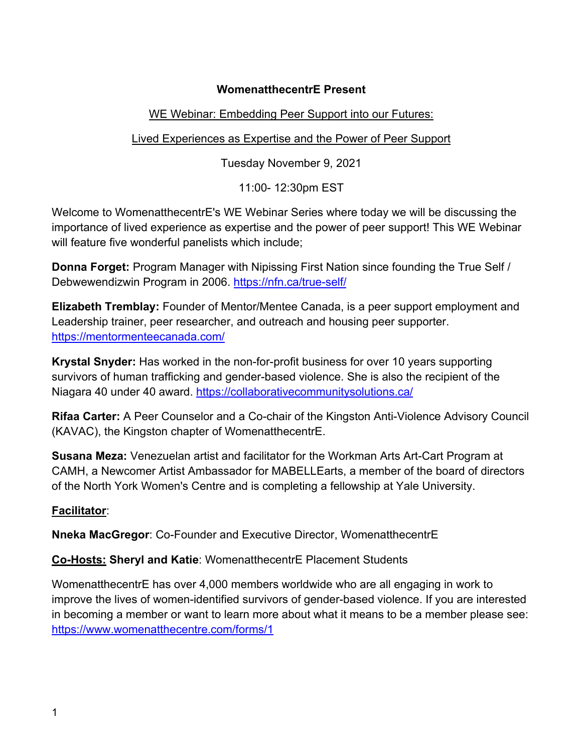**WomenatthecentrE Present**

WE Webinar: Embedding Peer Support into our Futures:

Lived Experiences as Expertise and the Power of Peer Support

Tuesday November 9, 2021

11:00- 12:30pm EST

Welcome to WomenatthecentrE's WE Webinar Series where today we will be discussing the importance of lived experience as expertise and the power of peer support! This WE Webinar will feature five wonderful panelists which include;

**Donna Forget:** Program Manager with Nipissing First Nation since founding the True Self / Debwewendizwin Program in 2006. https://nfn.ca/true-self/

**Elizabeth Tremblay:** Founder of Mentor/Mentee Canada, is a peer support employment and Leadership trainer, peer researcher, and outreach and housing peer supporter. https://mentormenteecanada.com/

**Krystal Snyder:** Has worked in the non-for-profit business for over 10 years supporting survivors of human trafficking and gender-based violence. She is also the recipient of the Niagara 40 under 40 award. https://collaborativecommunitysolutions.ca/

**Rifaa Carter:** A Peer Counselor and a Co-chair of the Kingston Anti-Violence Advisory Council (KAVAC), the Kingston chapter of WomenatthecentrE.

**Susana Meza:** Venezuelan artist and facilitator for the Workman Arts Art-Cart Program at CAMH, a Newcomer Artist Ambassador for MABELLEarts, a member of the board of directors of the North York Women's Centre and is completing a fellowship at Yale University.

**Facilitator**:

**Nneka MacGregor**: Co-Founder and Executive Director, WomenatthecentrE

**Co-Hosts: Sheryl and Katie**: WomenatthecentrE Placement Students

WomenatthecentrE has over 4,000 members worldwide who are all engaging in work to improve the lives of women-identified survivors of gender-based violence. If you are interested in becoming a member or want to learn more about what it means to be a member please see: https://www.womenatthecentre.com/forms/1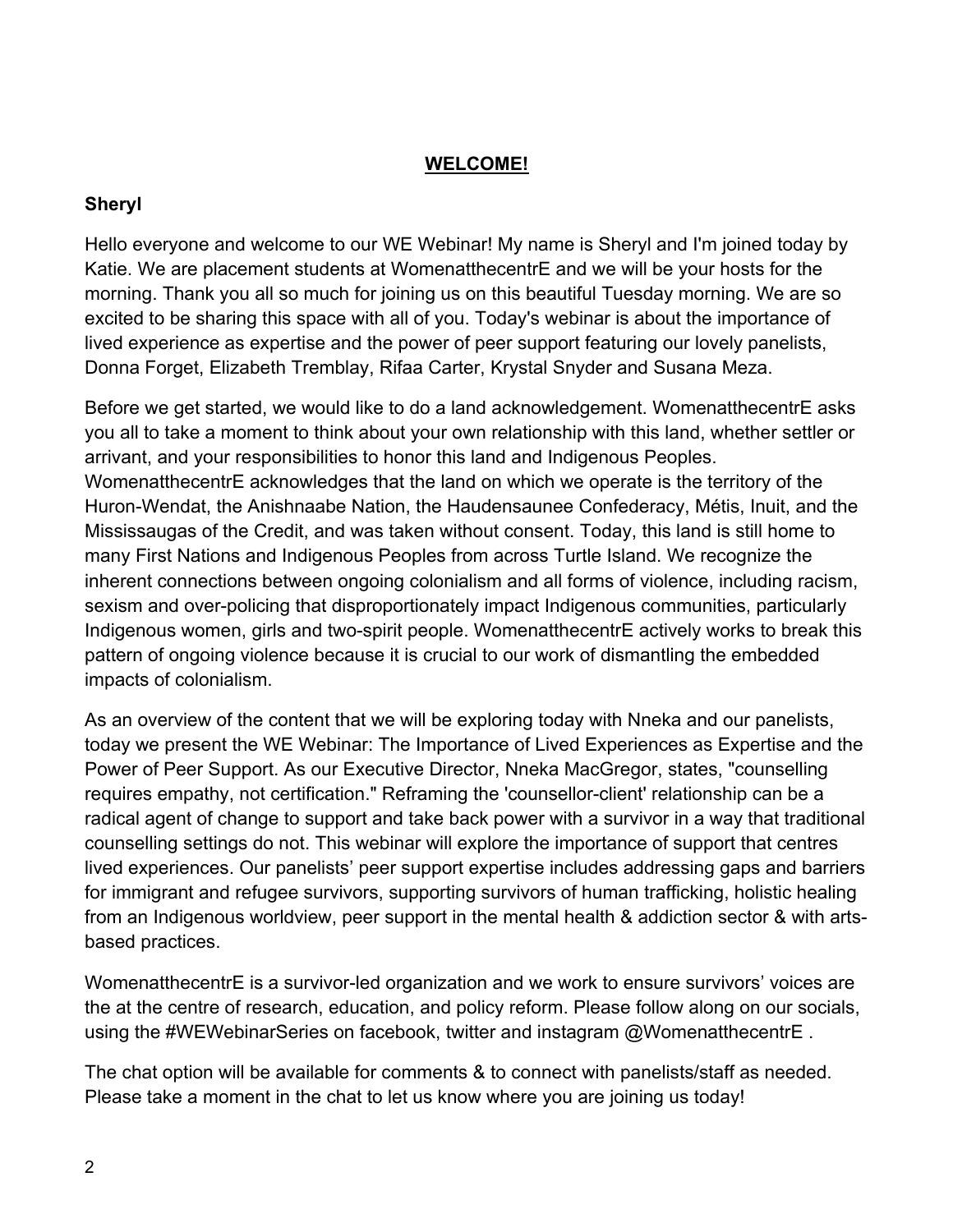## WELCOME!

**Sheryl**

Hello everyone and welcome to our WE Webinar! My name is Sheryl and I'm joined today by Katie. We are placement students at WomenatthecentrE and we will be your hosts for the morning. Thank you all so much for joining us on this beautiful Tuesday morning. We are so excited to be sharing this space with all of you. Today's webinar is about the importance of lived experience as expertise and the power of peer support featuring our lovely panelists, Donna Forget, Elizabeth Tremblay, Rifaa Carter, Krystal Snyder and Susana Meza.

Before we get started, we would like to do a land acknowledgement. WomenatthecentrE asks you all to take a moment to think about your own relationship with this land, whether settler or arrivant, and your responsibilities to honor this land and Indigenous Peoples. WomenatthecentrE acknowledges that the land on which we operate is the territory of the Huron-Wendat, the Anishnaabe Nation, the Haudensaunee Confederacy, Métis, Inuit, and the Mississaugas of the Credit, and was taken without consent. Today, this land is still home to many First Nations and Indigenous Peoples from across Turtle Island. We recognize the inherent connections between ongoing colonialism and all forms of violence, including racism, sexism and over-policing that disproportionately impact Indigenous communities, particularly Indigenous women, girls and two-spirit people. WomenatthecentrE actively works to break this pattern of ongoing violence because it is crucial to our work of dismantling the embedded impacts of colonialism.

As an overview of the content that we will be exploring today with Nneka and our panelists, today we present the WE Webinar: The Importance of Lived Experiences as Expertise and the Power of Peer Support. As our Executive Director, Nneka MacGregor, states, "counselling requires empathy, not certification." Reframing the 'counsellor-client' relationship can be a radical agent of change to support and take back power with a survivor in a way that traditional counselling settings do not. This webinar will explore the importance of support that centres lived experiences. Our panelists' peer support expertise includes addressing gaps and barriers for immigrant and refugee survivors, supporting survivors of human trafficking, holistic healing from an Indigenous worldview, peer support in the mental health & addiction sector & with arts-based practices.

WomenatthecentrE is a survivor-led organization and we work to ensure survivors' voices are the at the centre of research, education, and policy reform. Please follow along on our socials, using the #WEWebinarSeries on facebook, twitter and instagram @WomenatthecentrE .

The chat option will be available for comments & to connect with panelists/staff as needed. Please take a moment in the chat to let us know where you are joining us today!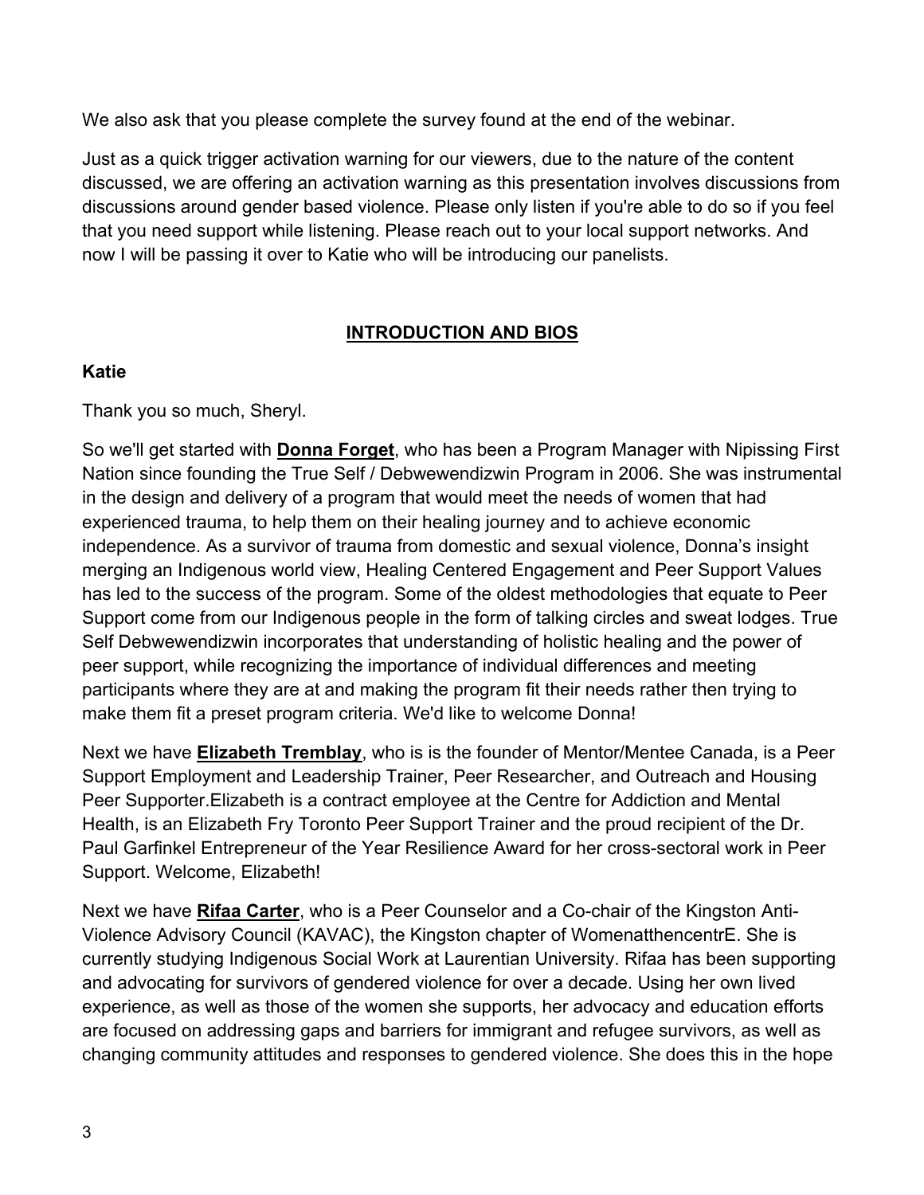We also ask that you please complete the survey found at the end of the webinar.

Just as a quick trigger activation warning for our viewers, due to the nature of the content discussed, we are offering an activation warning as this presentation involves discussions from discussions around gender based violence. Please only listen if you're able to do so if you feel that you need support while listening. Please reach out to your local support networks. And now I will be passing it over to Katie who will be introducing our panelists.

## INTRODUCTION AND BIOS

**Katie**

Thank you so much, Sheryl.

So we'll get started with **Donna Forget**, who has been a Program Manager with Nipissing First Nation since founding the True Self / Debwewendizwin Program in 2006. She was instrumental in the design and delivery of a program that would meet the needs of women that had experienced trauma, to help them on their healing journey and to achieve economic independence. As a survivor of trauma from domestic and sexual violence, Donna's insight merging an Indigenous world view, Healing Centered Engagement and Peer Support Values has led to the success of the program. Some of the oldest methodologies that equate to Peer Support come from our Indigenous people in the form of talking circles and sweat lodges. True Self Debwewendizwin incorporates that understanding of holistic healing and the power of peer support, while recognizing the importance of individual differences and meeting participants where they are at and making the program fit their needs rather then trying to make them fit a preset program criteria. We'd like to welcome Donna!

Next we have **Elizabeth Tremblay**, who is is the founder of Mentor/Mentee Canada, is a Peer Support Employment and Leadership Trainer, Peer Researcher, and Outreach and Housing Peer Supporter.Elizabeth is a contract employee at the Centre for Addiction and Mental Health, is an Elizabeth Fry Toronto Peer Support Trainer and the proud recipient of the Dr. Paul Garfinkel Entrepreneur of the Year Resilience Award for her cross-sectoral work in Peer Support. Welcome, Elizabeth!

Next we have **Rifaa Carter**, who is a Peer Counselor and a Co-chair of the Kingston Anti-Violence Advisory Council (KAVAC), the Kingston chapter of WomenatthencentrE. She is currently studying Indigenous Social Work at Laurentian University. Rifaa has been supporting and advocating for survivors of gendered violence for over a decade. Using her own lived experience, as well as those of the women she supports, her advocacy and education efforts are focused on addressing gaps and barriers for immigrant and refugee survivors, as well as changing community attitudes and responses to gendered violence. She does this in the hope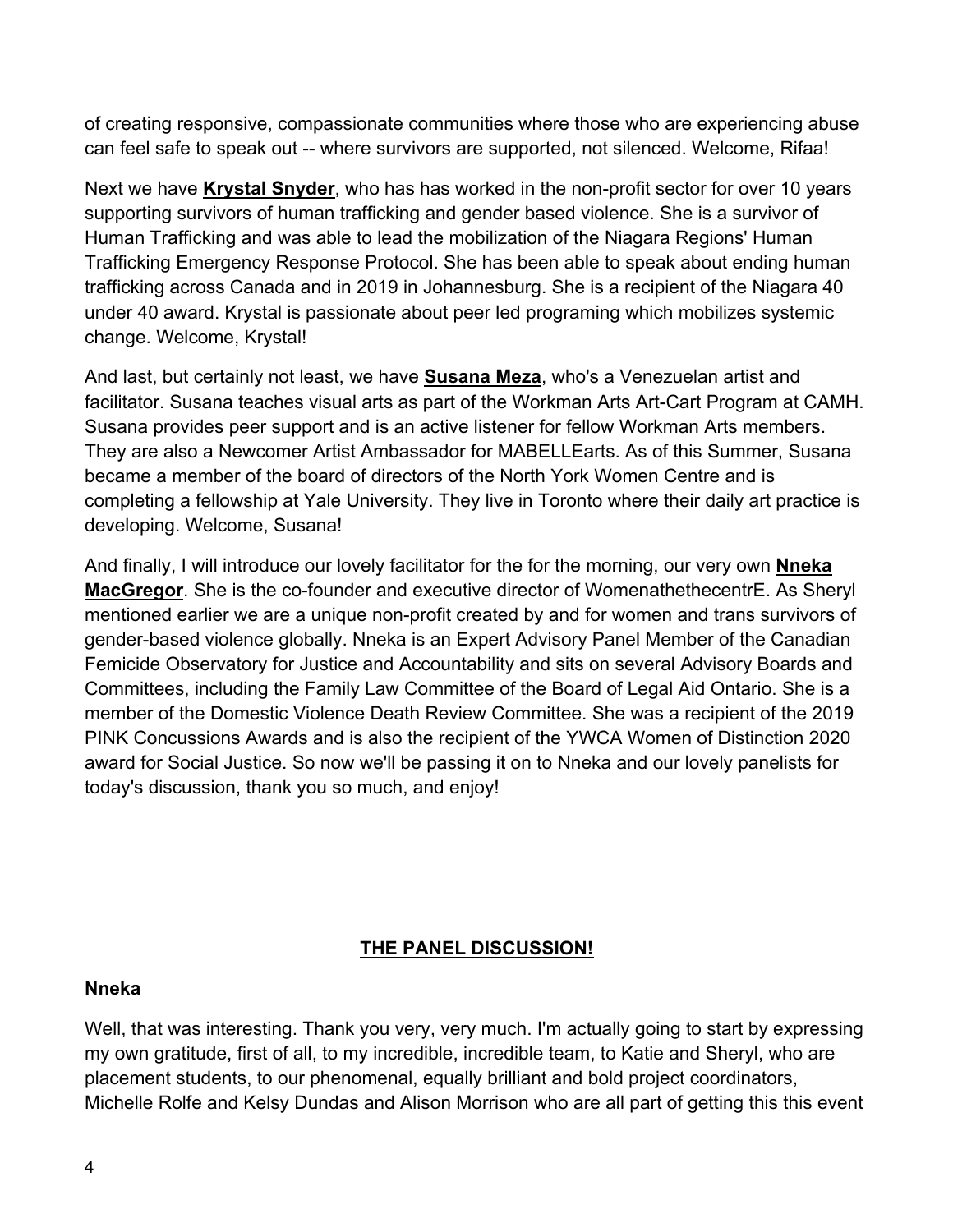of creating responsive, compassionate communities where those who are experiencing abuse can feel safe to speak out -- where survivors are supported, not silenced. Welcome, Rifaa!

Next we have **Krystal Snyder**, who has has worked in the non-profit sector for over 10 years supporting survivors of human trafficking and gender based violence. She is a survivor of Human Trafficking and was able to lead the mobilization of the Niagara Regions' Human Trafficking Emergency Response Protocol. She has been able to speak about ending human trafficking across Canada and in 2019 in Johannesburg. She is a recipient of the Niagara 40 under 40 award. Krystal is passionate about peer led programing which mobilizes systemic change. Welcome, Krystal!

And last, but certainly not least, we have **Susana Meza**, who's a Venezuelan artist and facilitator. Susana teaches visual arts as part of the Workman Arts Art-Cart Program at CAMH. Susana provides peer support and is an active listener for fellow Workman Arts members. They are also a Newcomer Artist Ambassador for MABELLEarts. As of this Summer, Susana became a member of the board of directors of the North York Women Centre and is completing a fellowship at Yale University. They live in Toronto where their daily art practice is developing. Welcome, Susana!

And finally, I will introduce our lovely facilitator for the for the morning, our very own **Nneka MacGregor**. She is the co-founder and executive director of WomenatthecentrE. As Sheryl mentioned earlier we are a unique non-profit created by and for women and trans survivors of gender-based violence globally. Nneka is an Expert Advisory Panel Member of the Canadian Femicide Observatory for Justice and Accountability and sits on several Advisory Boards and Committees, including the Family Law Committee of the Board of Legal Aid Ontario. She is a member of the Domestic Violence Death Review Committee. She was a recipient of the 2019 PINK Concussions Awards and is also the recipient of the YWCA Women of Distinction 2020 award for Social Justice. So now we'll be passing it on to Nneka and our lovely panelists for today's discussion, thank you so much, and enjoy!

## THE PANEL DISCUSSION!

**Nneka**

Well, that was interesting. Thank you very, very much. I'm actually going to start by expressing my own gratitude, first of all, to my incredible, incredible team, to Katie and Sheryl, who are placement students, to our phenomenal, equally brilliant and bold project coordinators, Michelle Rolfe and Kelsy Dundas and Alison Morrison who are all part of getting this this event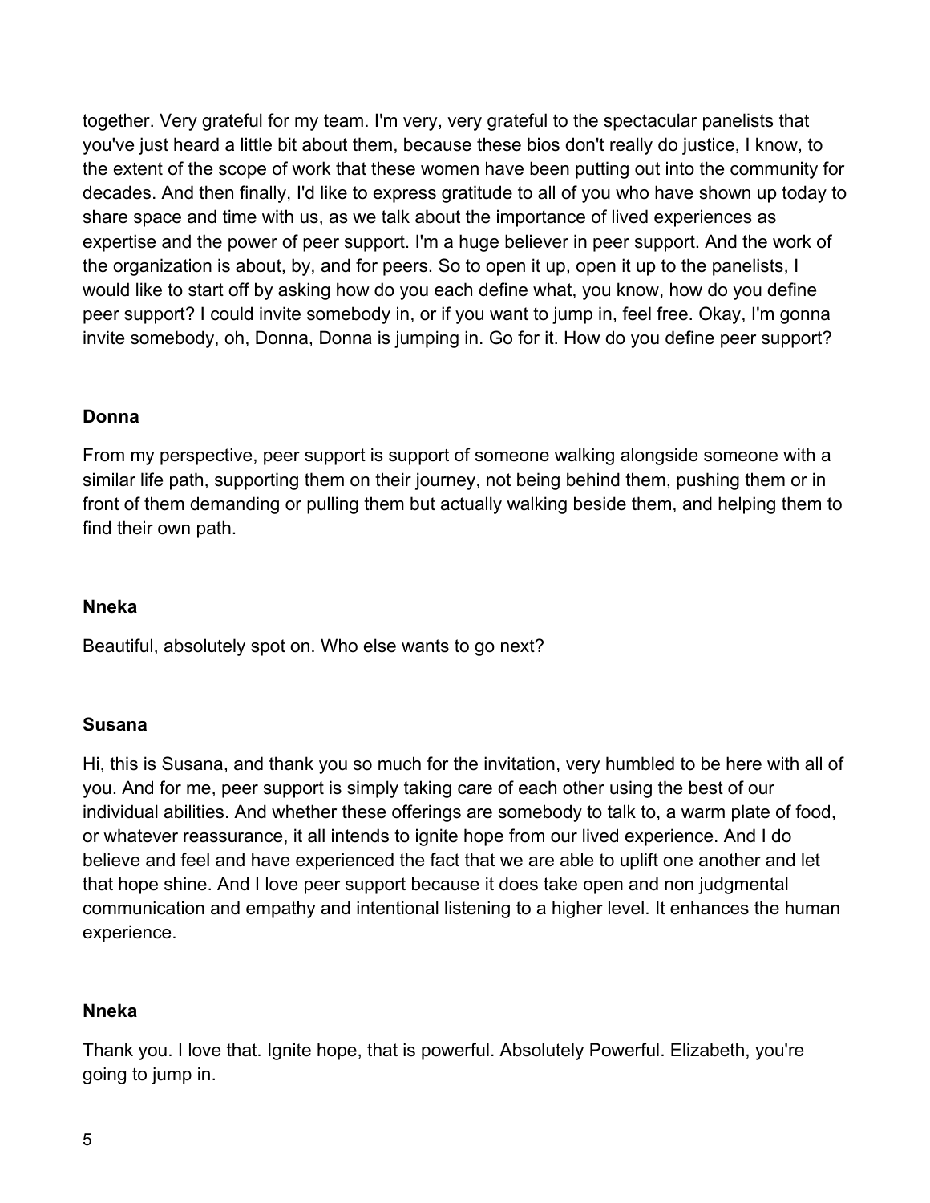together. Very grateful for my team. I'm very, very grateful to the spectacular panelists that you've just heard a little bit about them, because these bios don't really do justice, I know, to the extent of the scope of work that these women have been putting out into the community for decades. And then finally, I'd like to express gratitude to all of you who have shown up today to share space and time with us, as we talk about the importance of lived experiences as expertise and the power of peer support. I'm a huge believer in peer support. And the work of the organization is about, by, and for peers. So to open it up, open it up to the panelists, I would like to start off by asking how do you each define what, you know, how do you define peer support? I could invite somebody in, or if you want to jump in, feel free. Okay, I'm gonna invite somebody, oh, Donna, Donna is jumping in. Go for it. How do you define peer support?

**Donna**

From my perspective, peer support is support of someone walking alongside someone with a similar life path, supporting them on their journey, not being behind them, pushing them or in front of them demanding or pulling them but actually walking beside them, and helping them to find their own path.

**Nneka**

Beautiful, absolutely spot on. Who else wants to go next?

**Susana**

Hi, this is Susana, and thank you so much for the invitation, very humbled to be here with all of you. And for me, peer support is simply taking care of each other using the best of our individual abilities. And whether these offerings are somebody to talk to, a warm plate of food, or whatever reassurance, it all intends to ignite hope from our lived experience. And I do believe and feel and have experienced the fact that we are able to uplift one another and let that hope shine. And I love peer support because it does take open and non judgmental communication and empathy and intentional listening to a higher level. It enhances the human experience.

**Nneka**

Thank you. I love that. Ignite hope, that is powerful. Absolutely Powerful. Elizabeth, you're going to jump in.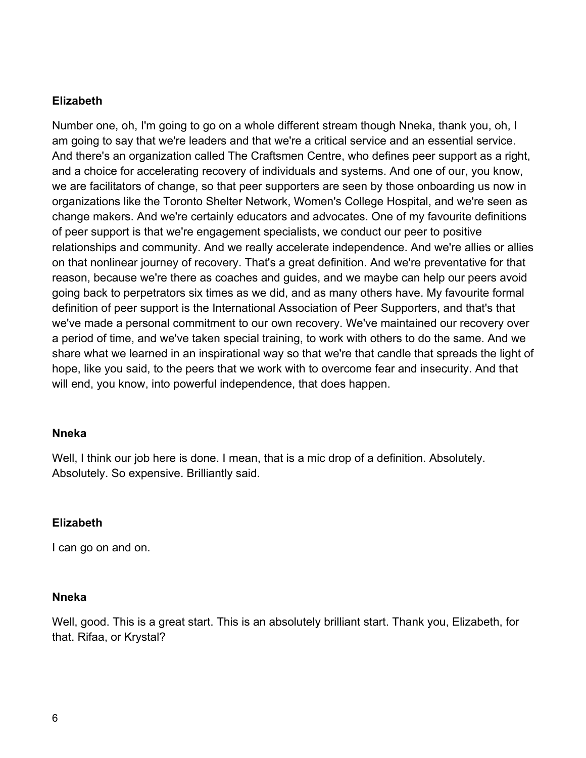**Elizabeth**

Number one, oh, I'm going to go on a whole different stream though Nneka, thank you, oh, I am going to say that we're leaders and that we're a critical service and an essential service. And there's an organization called The Craftsmen Centre, who defines peer support as a right, and a choice for accelerating recovery of individuals and systems. And one of our, you know, we are facilitators of change, so that peer supporters are seen by those onboarding us now in organizations like the Toronto Shelter Network, Women's College Hospital, and we're seen as change makers. And we're certainly educators and advocates. One of my favourite definitions of peer support is that we're engagement specialists, we conduct our peer to positive relationships and community. And we really accelerate independence. And we're allies or allies on that nonlinear journey of recovery. That's a great definition. And we're preventative for that reason, because we're there as coaches and guides, and we maybe can help our peers avoid going back to perpetrators six times as we did, and as many others have. My favourite formal definition of peer support is the International Association of Peer Supporters, and that's that we've made a personal commitment to our own recovery. We've maintained our recovery over a period of time, and we've taken special training, to work with others to do the same. And we share what we learned in an inspirational way so that we're that candle that spreads the light of hope, like you said, to the peers that we work with to overcome fear and insecurity. And that will end, you know, into powerful independence, that does happen.

**Nneka**

Well, I think our job here is done. I mean, that is a mic drop of a definition. Absolutely. Absolutely. So expensive. Brilliantly said.

**Elizabeth**

I can go on and on.

**Nneka**

Well, good. This is a great start. This is an absolutely brilliant start. Thank you, Elizabeth, for that. Rifaa, or Krystal?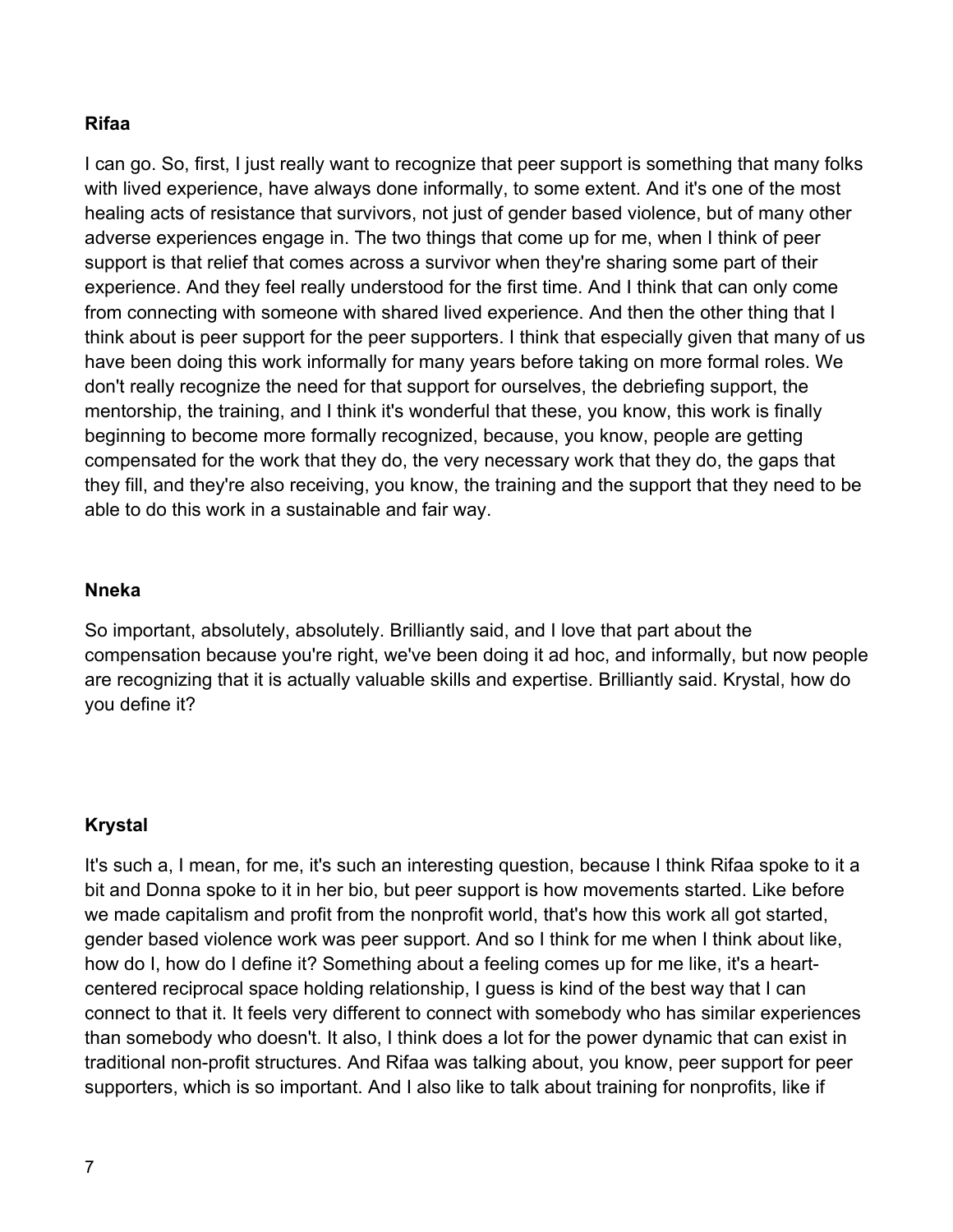**Rifaa**

I can go. So, first, I just really want to recognize that peer support is something that many folks with lived experience, have always done informally, to some extent. And it's one of the most healing acts of resistance that survivors, not just of gender based violence, but of many other adverse experiences engage in. The two things that come up for me, when I think of peer support is that relief that comes across a survivor when they're sharing some part of their experience. And they feel really understood for the first time. And I think that can only come from connecting with someone with shared lived experience. And then the other thing that I think about is peer support for the peer supporters. I think that especially given that many of us have been doing this work informally for many years before taking on more formal roles. We don't really recognize the need for that support for ourselves, the debriefing support, the mentorship, the training, and I think it's wonderful that these, you know, this work is finally beginning to become more formally recognized, because, you know, people are getting compensated for the work that they do, the very necessary work that they do, the gaps that they fill, and they're also receiving, you know, the training and the support that they need to be able to do this work in a sustainable and fair way.

**Nneka**

So important, absolutely, absolutely. Brilliantly said, and I love that part about the compensation because you're right, we've been doing it ad hoc, and informally, but now people are recognizing that it is actually valuable skills and expertise. Brilliantly said. Krystal, how do you define it?

**Krystal**

It's such a, I mean, for me, it's such an interesting question, because I think Rifaa spoke to it a bit and Donna spoke to it in her bio, but peer support is how movements started. Like before we made capitalism and profit from the nonprofit world, that's how this work all got started, gender based violence work was peer support. And so I think for me when I think about like, how do I, how do I define it? Something about a feeling comes up for me like, it's a heart-centered reciprocal space holding relationship, I guess is kind of the best way that I can connect to that it. It feels very different to connect with somebody who has similar experiences than somebody who doesn't. It also, I think does a lot for the power dynamic that can exist in traditional non-profit structures. And Rifaa was talking about, you know, peer support for peer supporters, which is so important. And I also like to talk about training for nonprofits, like if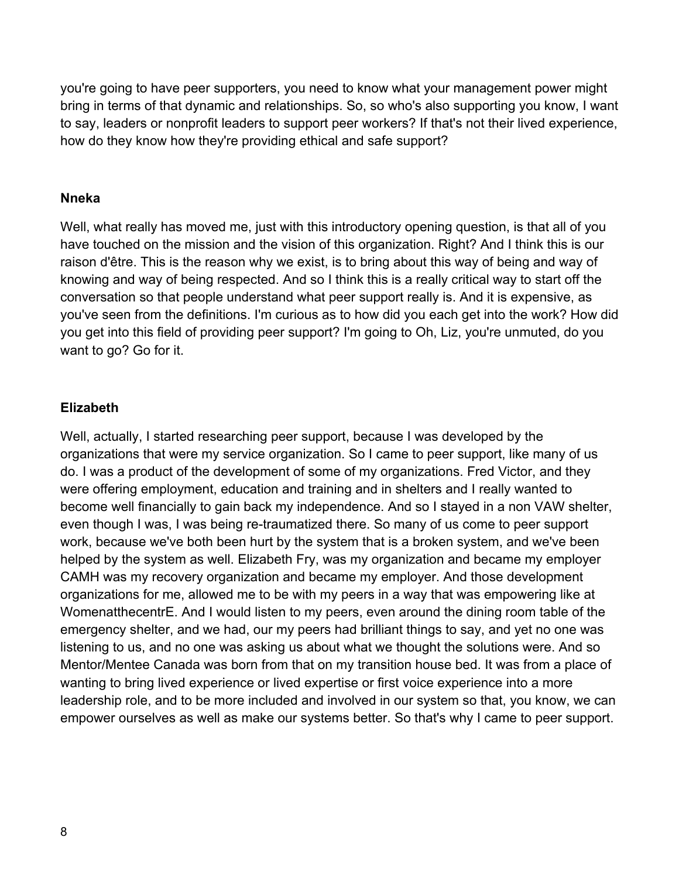you're going to have peer supporters, you need to know what your management power might bring in terms of that dynamic and relationships. So, so who's also supporting you know, I want to say, leaders or nonprofit leaders to support peer workers? If that's not their lived experience, how do they know how they're providing ethical and safe support?

**Nneka**

Well, what really has moved me, just with this introductory opening question, is that all of you have touched on the mission and the vision of this organization. Right? And I think this is our raison d'être. This is the reason why we exist, is to bring about this way of being and way of knowing and way of being respected. And so I think this is a really critical way to start off the conversation so that people understand what peer support really is. And it is expensive, as you've seen from the definitions. I'm curious as to how did you each get into the work? How did you get into this field of providing peer support? I'm going to Oh, Liz, you're unmuted, do you want to go? Go for it.

**Elizabeth**

Well, actually, I started researching peer support, because I was developed by the organizations that were my service organization. So I came to peer support, like many of us do. I was a product of the development of some of my organizations. Fred Victor, and they were offering employment, education and training and in shelters and I really wanted to become well financially to gain back my independence. And so I stayed in a non VAW shelter, even though I was, I was being re-traumatized there. So many of us come to peer support work, because we've both been hurt by the system that is a broken system, and we've been helped by the system as well. Elizabeth Fry, was my organization and became my employer CAMH was my recovery organization and became my employer. And those development organizations for me, allowed me to be with my peers in a way that was empowering like at WomenatthecentrE. And I would listen to my peers, even around the dining room table of the emergency shelter, and we had, our my peers had brilliant things to say, and yet no one was listening to us, and no one was asking us about what we thought the solutions were. And so Mentor/Mentee Canada was born from that on my transition house bed. It was from a place of wanting to bring lived experience or lived expertise or first voice experience into a more leadership role, and to be more included and involved in our system so that, you know, we can empower ourselves as well as make our systems better. So that's why I came to peer support.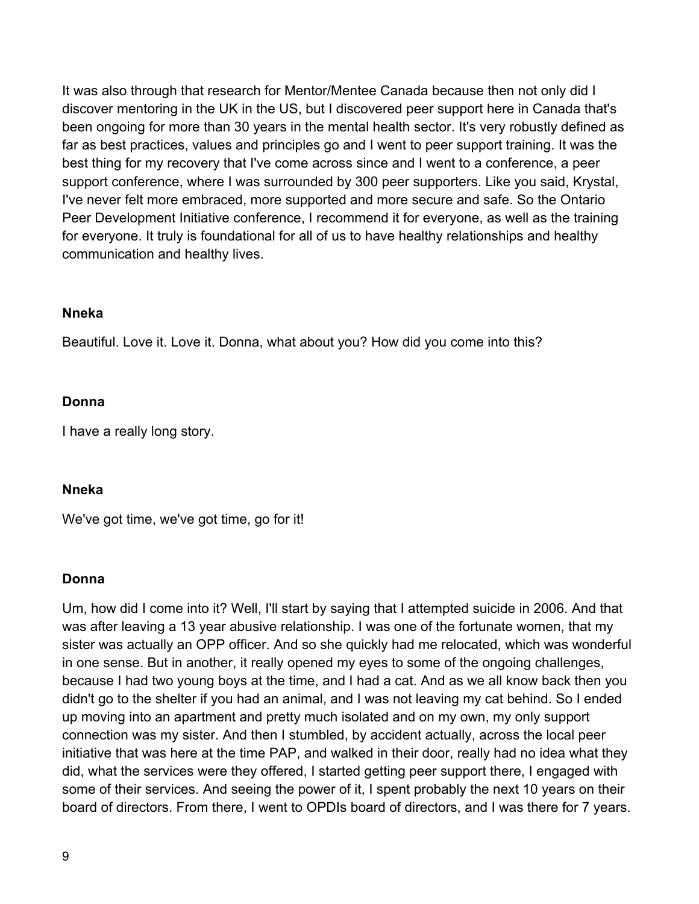It was also through that research for Mentor/Mentee Canada because then not only did I discover mentoring in the UK in the US, but I discovered peer support here in Canada that's been ongoing for more than 30 years in the mental health sector. It's very robustly defined as far as best practices, values and principles go and I went to peer support training. It was the best thing for my recovery that I've come across since and I went to a conference, a peer support conference, where I was surrounded by 300 peer supporters. Like you said, Krystal, I've never felt more embraced, more supported and more secure and safe. So the Ontario Peer Development Initiative conference, I recommend it for everyone, as well as the training for everyone. It truly is foundational for all of us to have healthy relationships and healthy communication and healthy lives.

**Nneka**

Beautiful. Love it. Love it. Donna, what about you? How did you come into this?

**Donna**

I have a really long story.

**Nneka**

We've got time, we've got time, go for it!

**Donna**

Um, how did I come into it? Well, I'll start by saying that I attempted suicide in 2006. And that was after leaving a 13 year abusive relationship. I was one of the fortunate women, that my sister was actually an OPP officer. And so she quickly had me relocated, which was wonderful in one sense. But in another, it really opened my eyes to some of the ongoing challenges, because I had two young boys at the time, and I had a cat. And as we all know back then you didn't go to the shelter if you had an animal, and I was not leaving my cat behind. So I ended up moving into an apartment and pretty much isolated and on my own, my only support connection was my sister. And then I stumbled, by accident actually, across the local peer initiative that was here at the time PAP, and walked in their door, really had no idea what they did, what the services were they offered, I started getting peer support there, I engaged with some of their services. And seeing the power of it, I spent probably the next 10 years on their board of directors. From there, I went to OPDIs board of directors, and I was there for 7 years.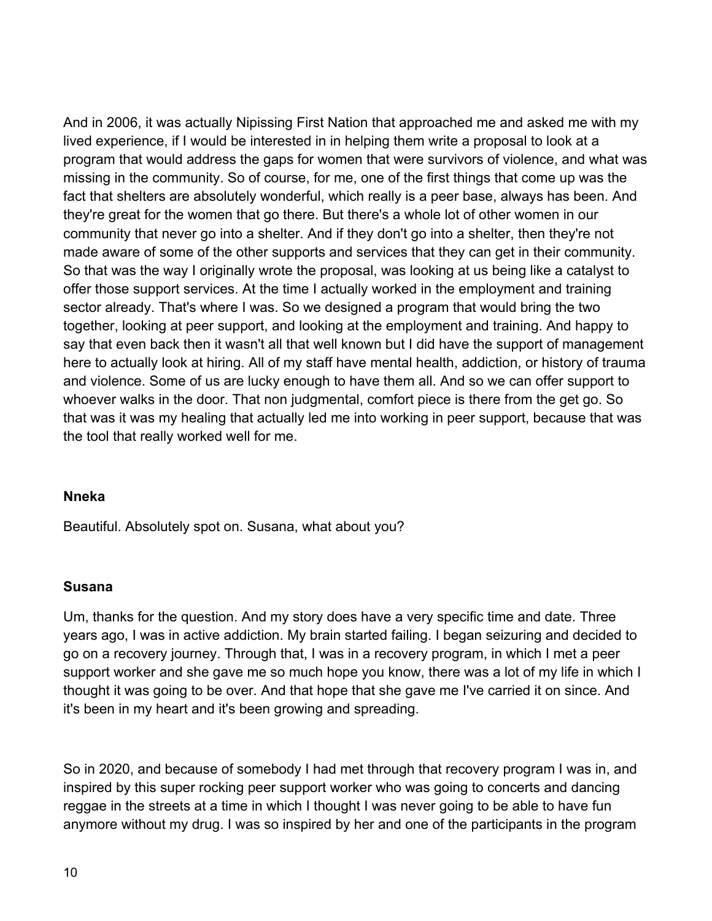And in 2006, it was actually Nipissing First Nation that approached me and asked me with my lived experience, if I would be interested in in helping them write a proposal to look at a program that would address the gaps for women that were survivors of violence, and what was missing in the community. So of course, for me, one of the first things that come up was the fact that shelters are absolutely wonderful, which really is a peer base, always has been. And they're great for the women that go there. But there's a whole lot of other women in our community that never go into a shelter. And if they don't go into a shelter, then they're not made aware of some of the other supports and services that they can get in their community. So that was the way I originally wrote the proposal, was looking at us being like a catalyst to offer those support services. At the time I actually worked in the employment and training sector already. That's where I was. So we designed a program that would bring the two together, looking at peer support, and looking at the employment and training. And happy to say that even back then it wasn't all that well known but I did have the support of management here to actually look at hiring. All of my staff have mental health, addiction, or history of trauma and violence. Some of us are lucky enough to have them all. And so we can offer support to whoever walks in the door. That non judgmental, comfort piece is there from the get go. So that was it was my healing that actually led me into working in peer support, because that was the tool that really worked well for me.

**Nneka**

Beautiful. Absolutely spot on. Susana, what about you?

**Susana**

Um, thanks for the question. And my story does have a very specific time and date. Three years ago, I was in active addiction. My brain started failing. I began seizuring and decided to go on a recovery journey. Through that, I was in a recovery program, in which I met a peer support worker and she gave me so much hope you know, there was a lot of my life in which I thought it was going to be over. And that hope that she gave me I've carried it on since. And it's been in my heart and it's been growing and spreading.

So in 2020, and because of somebody I had met through that recovery program I was in, and inspired by this super rocking peer support worker who was going to concerts and dancing reggae in the streets at a time in which I thought I was never going to be able to have fun anymore without my drug. I was so inspired by her and one of the participants in the program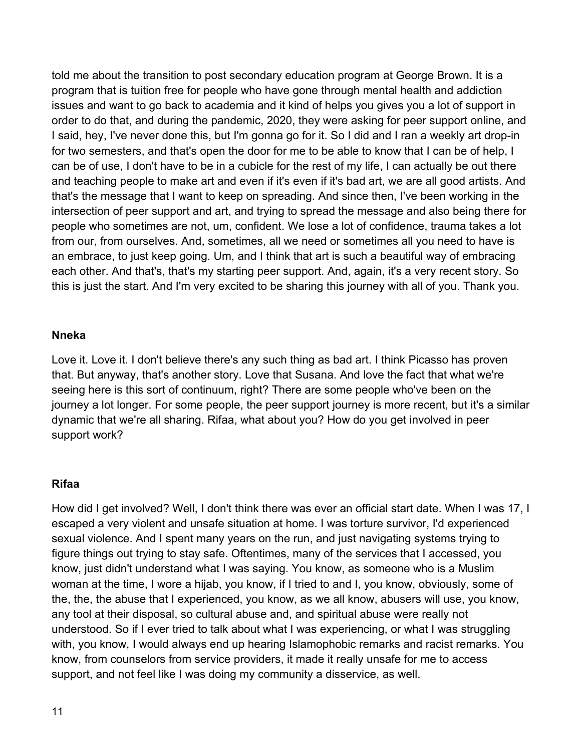told me about the transition to post secondary education program at George Brown. It is a program that is tuition free for people who have gone through mental health and addiction issues and want to go back to academia and it kind of helps you gives you a lot of support in order to do that, and during the pandemic, 2020, they were asking for peer support online, and I said, hey, I've never done this, but I'm gonna go for it. So I did and I ran a weekly art drop-in for two semesters, and that's open the door for me to be able to know that I can be of help, I can be of use, I don't have to be in a cubicle for the rest of my life, I can actually be out there and teaching people to make art and even if it's even if it's bad art, we are all good artists. And that's the message that I want to keep on spreading. And since then, I've been working in the intersection of peer support and art, and trying to spread the message and also being there for people who sometimes are not, um, confident. We lose a lot of confidence, trauma takes a lot from our, from ourselves. And, sometimes, all we need or sometimes all you need to have is an embrace, to just keep going. Um, and I think that art is such a beautiful way of embracing each other. And that's, that's my starting peer support. And, again, it's a very recent story. So this is just the start. And I'm very excited to be sharing this journey with all of you. Thank you.

**Nneka**

Love it. Love it. I don't believe there's any such thing as bad art. I think Picasso has proven that. But anyway, that's another story. Love that Susana. And love the fact that what we're seeing here is this sort of continuum, right? There are some people who've been on the journey a lot longer. For some people, the peer support journey is more recent, but it's a similar dynamic that we're all sharing. Rifaa, what about you? How do you get involved in peer support work?

**Rifaa**

How did I get involved? Well, I don't think there was ever an official start date. When I was 17, I escaped a very violent and unsafe situation at home. I was torture survivor, I'd experienced sexual violence. And I spent many years on the run, and just navigating systems trying to figure things out trying to stay safe. Oftentimes, many of the services that I accessed, you know, just didn't understand what I was saying. You know, as someone who is a Muslim woman at the time, I wore a hijab, you know, if I tried to and I, you know, obviously, some of the, the, the abuse that I experienced, you know, as we all know, abusers will use, you know, any tool at their disposal, so cultural abuse and, and spiritual abuse were really not understood. So if I ever tried to talk about what I was experiencing, or what I was struggling with, you know, I would always end up hearing Islamophobic remarks and racist remarks. You know, from counselors from service providers, it made it really unsafe for me to access support, and not feel like I was doing my community a disservice, as well.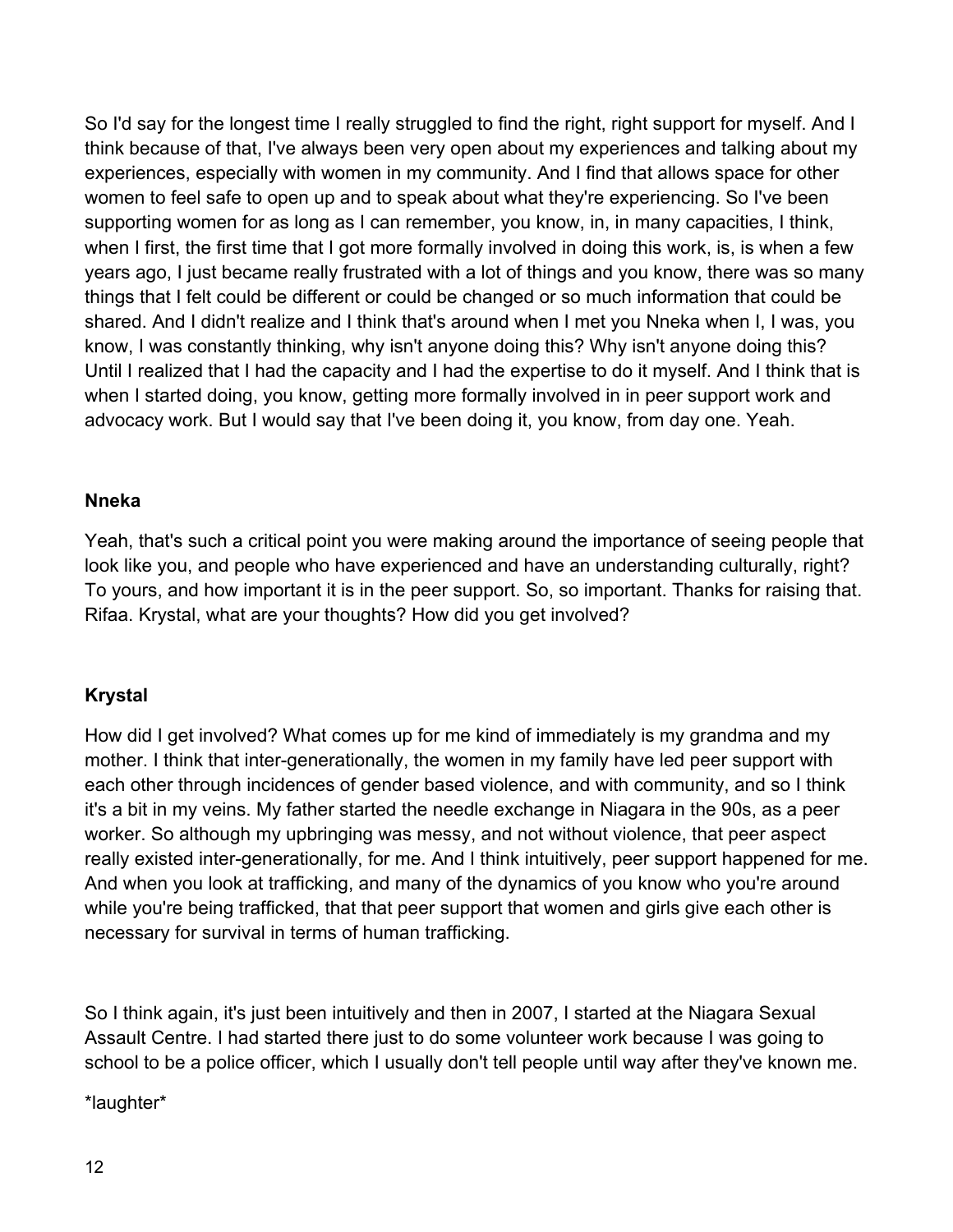So I'd say for the longest time I really struggled to find the right, right support for myself. And I think because of that, I've always been very open about my experiences and talking about my experiences, especially with women in my community. And I find that allows space for other women to feel safe to open up and to speak about what they're experiencing. So I've been supporting women for as long as I can remember, you know, in, in many capacities, I think, when I first, the first time that I got more formally involved in doing this work, is, is when a few years ago, I just became really frustrated with a lot of things and you know, there was so many things that I felt could be different or could be changed or so much information that could be shared. And I didn't realize and I think that's around when I met you Nneka when I, I was, you know, I was constantly thinking, why isn't anyone doing this? Why isn't anyone doing this? Until I realized that I had the capacity and I had the expertise to do it myself. And I think that is when I started doing, you know, getting more formally involved in in peer support work and advocacy work. But I would say that I've been doing it, you know, from day one. Yeah.

**Nneka**

Yeah, that's such a critical point you were making around the importance of seeing people that look like you, and people who have experienced and have an understanding culturally, right? To yours, and how important it is in the peer support. So, so important. Thanks for raising that. Rifaa. Krystal, what are your thoughts? How did you get involved?

**Krystal**

How did I get involved? What comes up for me kind of immediately is my grandma and my mother. I think that inter-generationally, the women in my family have led peer support with each other through incidences of gender based violence, and with community, and so I think it's a bit in my veins. My father started the needle exchange in Niagara in the 90s, as a peer worker. So although my upbringing was messy, and not without violence, that peer aspect really existed inter-generationally, for me. And I think intuitively, peer support happened for me. And when you look at trafficking, and many of the dynamics of you know who you're around while you're being trafficked, that that peer support that women and girls give each other is necessary for survival in terms of human trafficking.

So I think again, it's just been intuitively and then in 2007, I started at the Niagara Sexual Assault Centre. I had started there just to do some volunteer work because I was going to school to be a police officer, which I usually don't tell people until way after they've known me.

*laughter*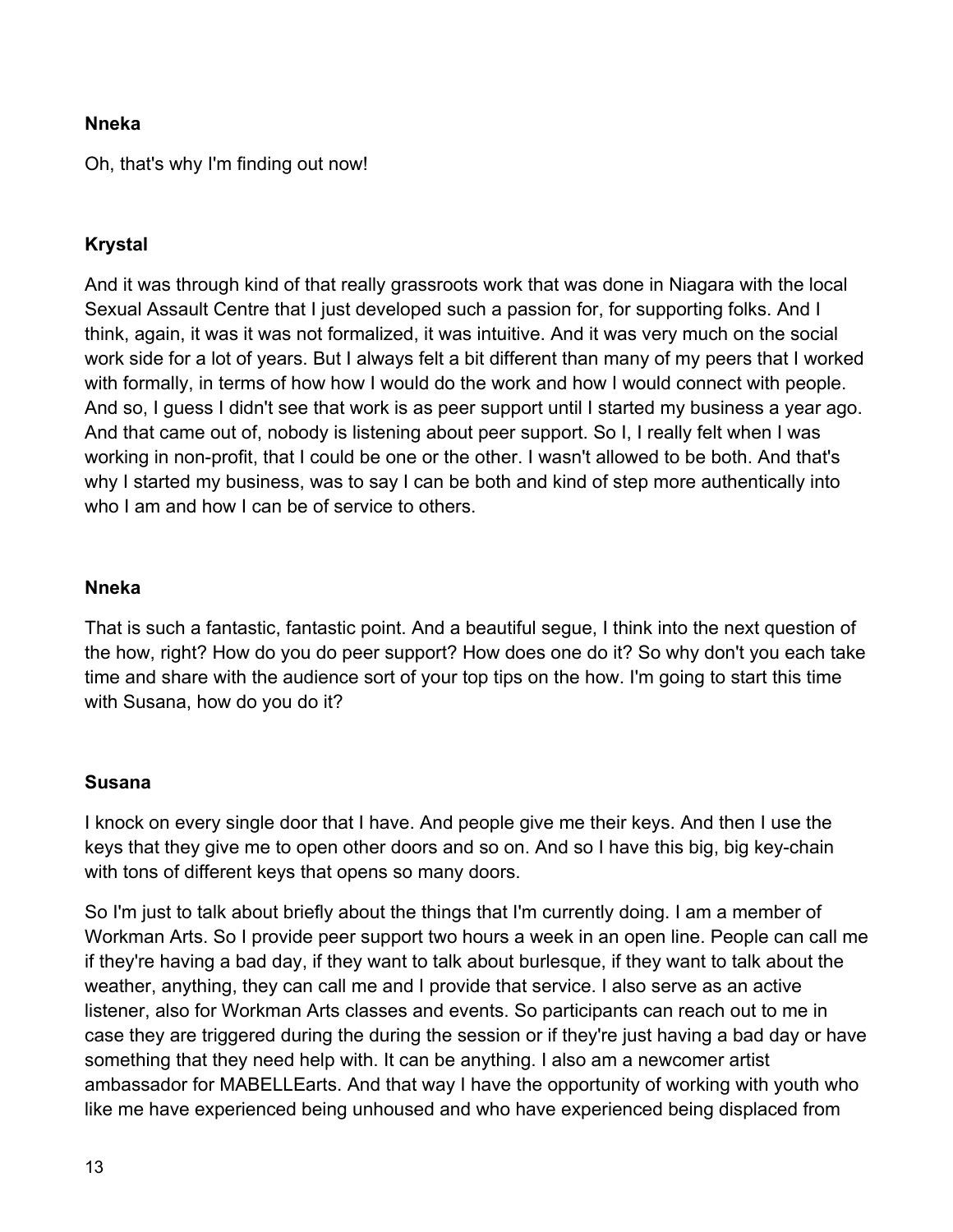**Nneka**

Oh, that's why I'm finding out now!

**Krystal**

And it was through kind of that really grassroots work that was done in Niagara with the local Sexual Assault Centre that I just developed such a passion for, for supporting folks. And I think, again, it was it was not formalized, it was intuitive. And it was very much on the social work side for a lot of years. But I always felt a bit different than many of my peers that I worked with formally, in terms of how how I would do the work and how I would connect with people. And so, I guess I didn't see that work is as peer support until I started my business a year ago. And that came out of, nobody is listening about peer support. So I, I really felt when I was working in non-profit, that I could be one or the other. I wasn't allowed to be both. And that's why I started my business, was to say I can be both and kind of step more authentically into who I am and how I can be of service to others.

**Nneka**

That is such a fantastic, fantastic point. And a beautiful segue, I think into the next question of the how, right? How do you do peer support? How does one do it? So why don't you each take time and share with the audience sort of your top tips on the how. I'm going to start this time with Susana, how do you do it?

**Susana**

I knock on every single door that I have. And people give me their keys. And then I use the keys that they give me to open other doors and so on. And so I have this big, big key-chain with tons of different keys that opens so many doors.

So I'm just to talk about briefly about the things that I'm currently doing. I am a member of Workman Arts. So I provide peer support two hours a week in an open line. People can call me if they're having a bad day, if they want to talk about burlesque, if they want to talk about the weather, anything, they can call me and I provide that service. I also serve as an active listener, also for Workman Arts classes and events. So participants can reach out to me in case they are triggered during the during the session or if they're just having a bad day or have something that they need help with. It can be anything. I also am a newcomer artist ambassador for MABELLEarts. And that way I have the opportunity of working with youth who like me have experienced being unhoused and who have experienced being displaced from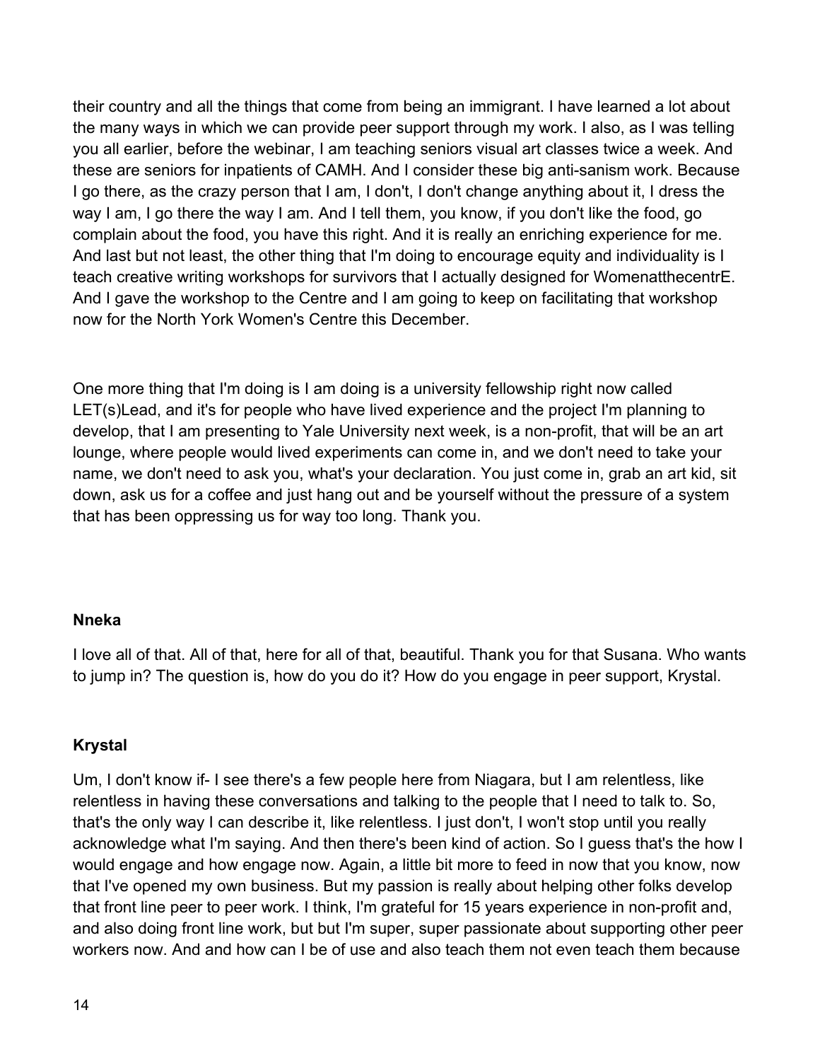their country and all the things that come from being an immigrant. I have learned a lot about the many ways in which we can provide peer support through my work. I also, as I was telling you all earlier, before the webinar, I am teaching seniors visual art classes twice a week. And these are seniors for inpatients of CAMH. And I consider these big anti-sanism work. Because I go there, as the crazy person that I am, I don't, I don't change anything about it, I dress the way I am, I go there the way I am. And I tell them, you know, if you don't like the food, go complain about the food, you have this right. And it is really an enriching experience for me. And last but not least, the other thing that I'm doing to encourage equity and individuality is I teach creative writing workshops for survivors that I actually designed for WomenatthecentrE. And I gave the workshop to the Centre and I am going to keep on facilitating that workshop now for the North York Women's Centre this December.

One more thing that I'm doing is I am doing is a university fellowship right now called LET(s)Lead, and it's for people who have lived experience and the project I'm planning to develop, that I am presenting to Yale University next week, is a non-profit, that will be an art lounge, where people would lived experiments can come in, and we don't need to take your name, we don't need to ask you, what's your declaration. You just come in, grab an art kid, sit down, ask us for a coffee and just hang out and be yourself without the pressure of a system that has been oppressing us for way too long. Thank you.

**Nneka**

I love all of that. All of that, here for all of that, beautiful. Thank you for that Susana. Who wants to jump in? The question is, how do you do it? How do you engage in peer support, Krystal.

**Krystal**

Um, I don't know if- I see there's a few people here from Niagara, but I am relentless, like relentless in having these conversations and talking to the people that I need to talk to. So, that's the only way I can describe it, like relentless. I just don't, I won't stop until you really acknowledge what I'm saying. And then there's been kind of action. So I guess that's the how I would engage and how engage now. Again, a little bit more to feed in now that you know, now that I've opened my own business. But my passion is really about helping other folks develop that front line peer to peer work. I think, I'm grateful for 15 years experience in non-profit and, and also doing front line work, but but I'm super, super passionate about supporting other peer workers now. And and how can I be of use and also teach them not even teach them because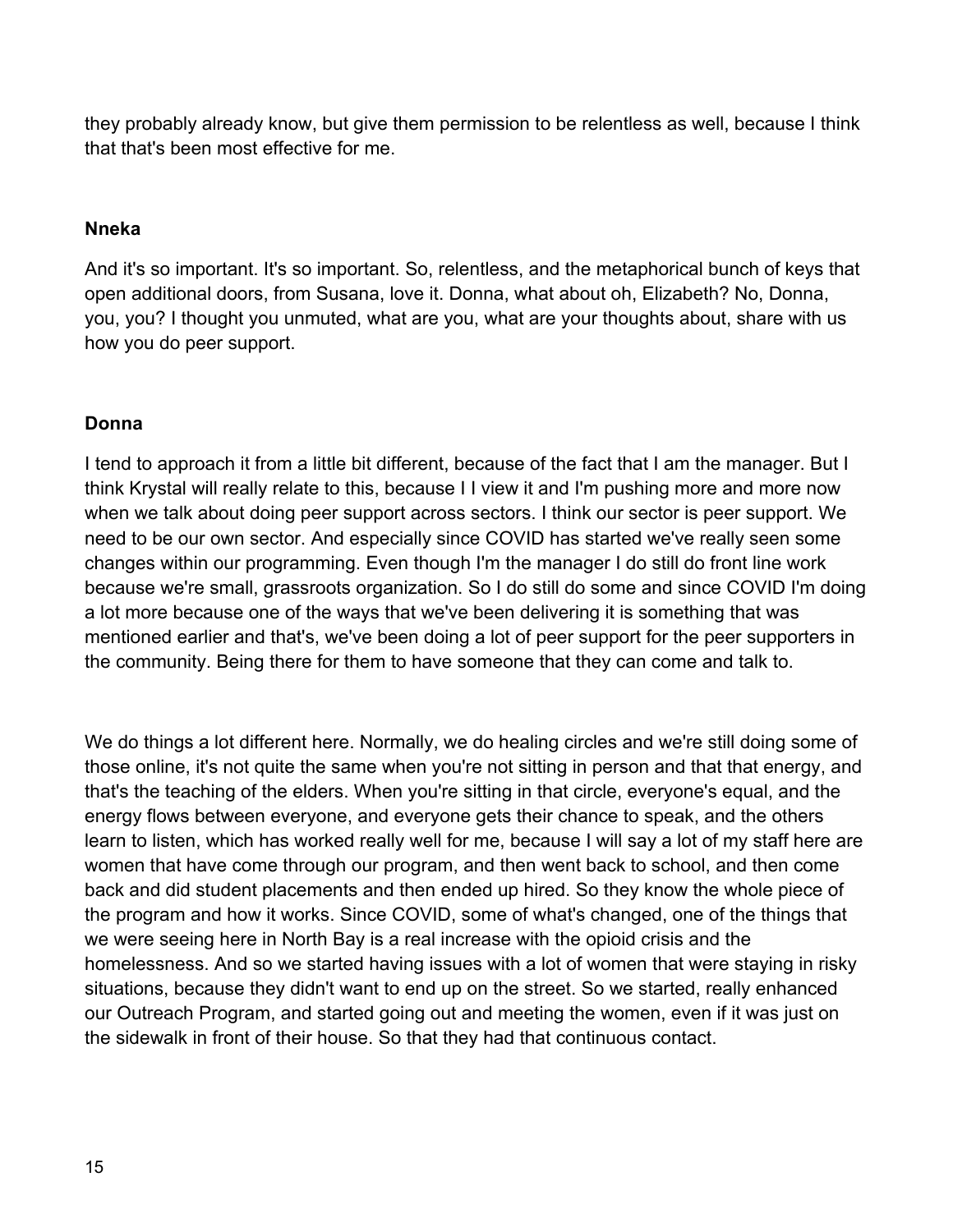they probably already know, but give them permission to be relentless as well, because I think that that's been most effective for me.

**Nneka**

And it's so important. It's so important. So, relentless, and the metaphorical bunch of keys that open additional doors, from Susana, love it. Donna, what about oh, Elizabeth? No, Donna, you, you? I thought you unmuted, what are you, what are your thoughts about, share with us how you do peer support.

**Donna**

I tend to approach it from a little bit different, because of the fact that I am the manager. But I think Krystal will really relate to this, because I I view it and I'm pushing more and more now when we talk about doing peer support across sectors. I think our sector is peer support. We need to be our own sector. And especially since COVID has started we've really seen some changes within our programming. Even though I'm the manager I do still do front line work because we're small, grassroots organization. So I do still do some and since COVID I'm doing a lot more because one of the ways that we've been delivering it is something that was mentioned earlier and that's, we've been doing a lot of peer support for the peer supporters in the community. Being there for them to have someone that they can come and talk to.

We do things a lot different here. Normally, we do healing circles and we're still doing some of those online, it's not quite the same when you're not sitting in person and that that energy, and that's the teaching of the elders. When you're sitting in that circle, everyone's equal, and the energy flows between everyone, and everyone gets their chance to speak, and the others learn to listen, which has worked really well for me, because I will say a lot of my staff here are women that have come through our program, and then went back to school, and then come back and did student placements and then ended up hired. So they know the whole piece of the program and how it works. Since COVID, some of what's changed, one of the things that we were seeing here in North Bay is a real increase with the opioid crisis and the homelessness. And so we started having issues with a lot of women that were staying in risky situations, because they didn't want to end up on the street. So we started, really enhanced our Outreach Program, and started going out and meeting the women, even if it was just on the sidewalk in front of their house. So that they had that continuous contact.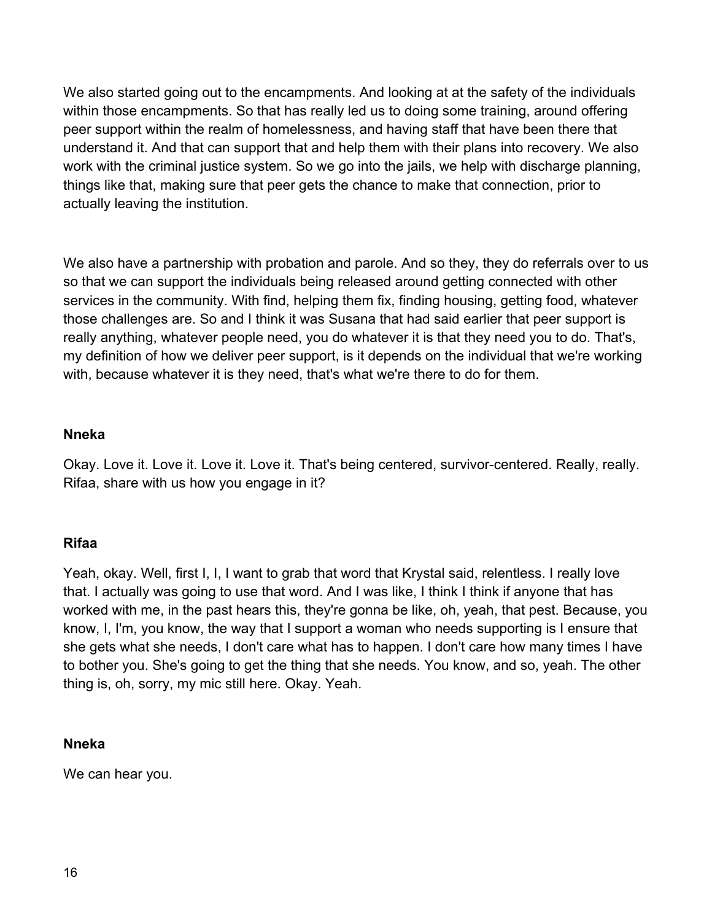We also started going out to the encampments. And looking at at the safety of the individuals within those encampments. So that has really led us to doing some training, around offering peer support within the realm of homelessness, and having staff that have been there that understand it. And that can support that and help them with their plans into recovery. We also work with the criminal justice system. So we go into the jails, we help with discharge planning, things like that, making sure that peer gets the chance to make that connection, prior to actually leaving the institution.

We also have a partnership with probation and parole. And so they, they do referrals over to us so that we can support the individuals being released around getting connected with other services in the community. With find, helping them fix, finding housing, getting food, whatever those challenges are. So and I think it was Susana that had said earlier that peer support is really anything, whatever people need, you do whatever it is that they need you to do. That's, my definition of how we deliver peer support, is it depends on the individual that we're working with, because whatever it is they need, that's what we're there to do for them.

**Nneka**

Okay. Love it. Love it. Love it. Love it. That's being centered, survivor-centered. Really, really. Rifaa, share with us how you engage in it?

**Rifaa**

Yeah, okay. Well, first I, I, I want to grab that word that Krystal said, relentless. I really love that. I actually was going to use that word. And I was like, I think I think if anyone that has worked with me, in the past hears this, they're gonna be like, oh, yeah, that pest. Because, you know, I, I'm, you know, the way that I support a woman who needs supporting is I ensure that she gets what she needs, I don't care what has to happen. I don't care how many times I have to bother you. She's going to get the thing that she needs. You know, and so, yeah. The other thing is, oh, sorry, my mic still here. Okay. Yeah.

**Nneka**

We can hear you.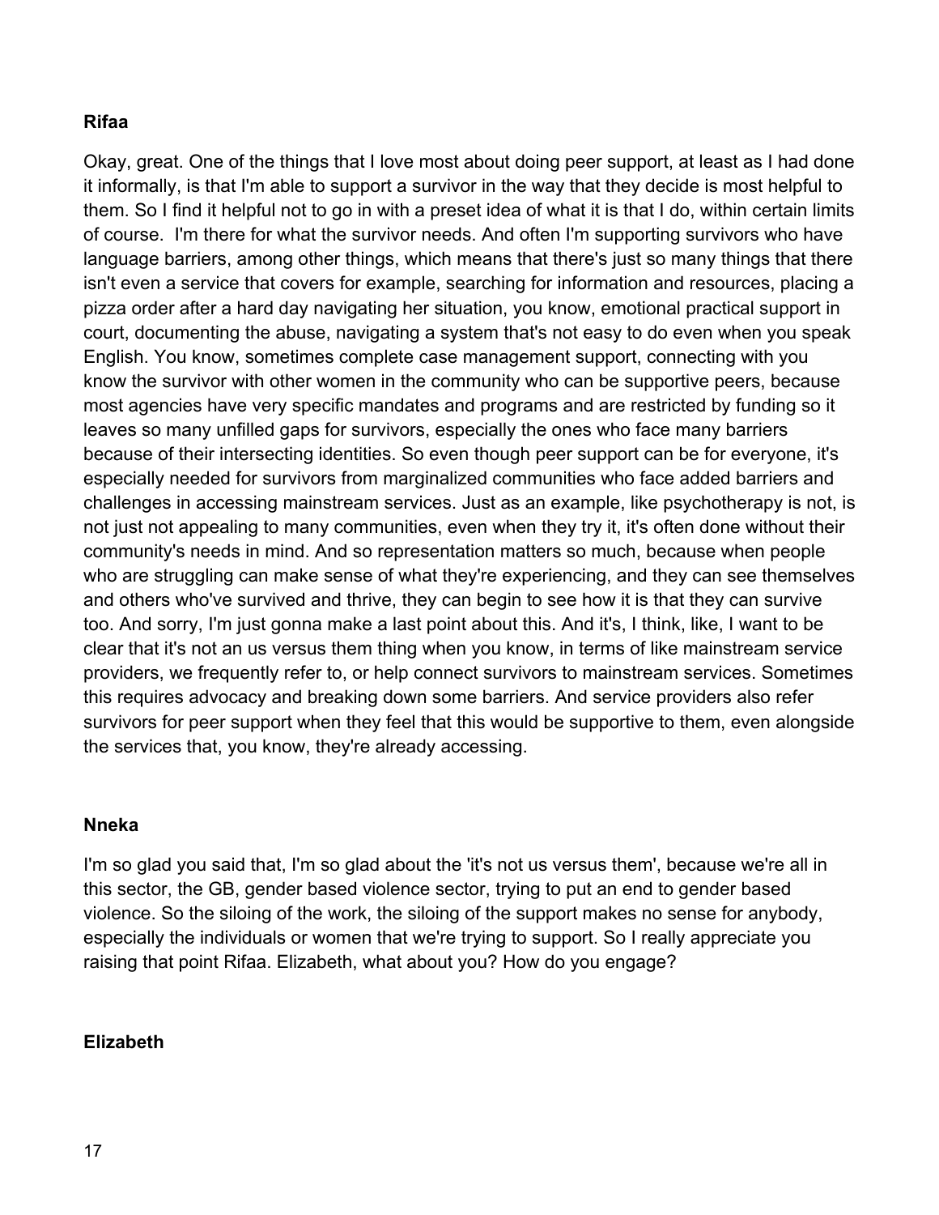**Rifaa**

Okay, great. One of the things that I love most about doing peer support, at least as I had done it informally, is that I'm able to support a survivor in the way that they decide is most helpful to them. So I find it helpful not to go in with a preset idea of what it is that I do, within certain limits of course. I'm there for what the survivor needs. And often I'm supporting survivors who have language barriers, among other things, which means that there's just so many things that there isn't even a service that covers for example, searching for information and resources, placing a pizza order after a hard day navigating her situation, you know, emotional practical support in court, documenting the abuse, navigating a system that's not easy to do even when you speak English. You know, sometimes complete case management support, connecting with you know the survivor with other women in the community who can be supportive peers, because most agencies have very specific mandates and programs and are restricted by funding so it leaves so many unfilled gaps for survivors, especially the ones who face many barriers because of their intersecting identities. So even though peer support can be for everyone, it's especially needed for survivors from marginalized communities who face added barriers and challenges in accessing mainstream services. Just as an example, like psychotherapy is not, is not just not appealing to many communities, even when they try it, it's often done without their community's needs in mind. And so representation matters so much, because when people who are struggling can make sense of what they're experiencing, and they can see themselves and others who've survived and thrive, they can begin to see how it is that they can survive too. And sorry, I'm just gonna make a last point about this. And it's, I think, like, I want to be clear that it's not an us versus them thing when you know, in terms of like mainstream service providers, we frequently refer to, or help connect survivors to mainstream services. Sometimes this requires advocacy and breaking down some barriers. And service providers also refer survivors for peer support when they feel that this would be supportive to them, even alongside the services that, you know, they're already accessing.

**Nneka**

I'm so glad you said that, I'm so glad about the 'it's not us versus them', because we're all in this sector, the GB, gender based violence sector, trying to put an end to gender based violence. So the siloing of the work, the siloing of the support makes no sense for anybody, especially the individuals or women that we're trying to support. So I really appreciate you raising that point Rifaa. Elizabeth, what about you? How do you engage?

**Elizabeth**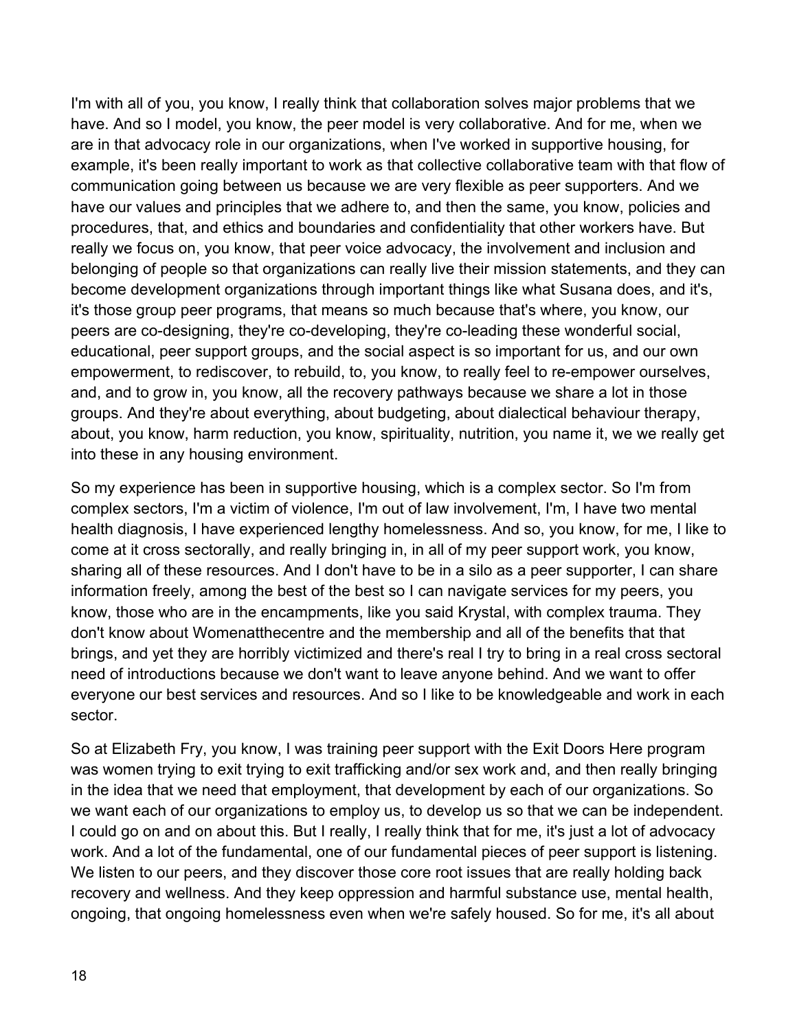I'm with all of you, you know, I really think that collaboration solves major problems that we have. And so I model, you know, the peer model is very collaborative. And for me, when we are in that advocacy role in our organizations, when I've worked in supportive housing, for example, it's been really important to work as that collective collaborative team with that flow of communication going between us because we are very flexible as peer supporters. And we have our values and principles that we adhere to, and then the same, you know, policies and procedures, that, and ethics and boundaries and confidentiality that other workers have. But really we focus on, you know, that peer voice advocacy, the involvement and inclusion and belonging of people so that organizations can really live their mission statements, and they can become development organizations through important things like what Susana does, and it's, it's those group peer programs, that means so much because that's where, you know, our peers are co-designing, they're co-developing, they're co-leading these wonderful social, educational, peer support groups, and the social aspect is so important for us, and our own empowerment, to rediscover, to rebuild, to, you know, to really feel to re-empower ourselves, and, and to grow in, you know, all the recovery pathways because we share a lot in those groups. And they're about everything, about budgeting, about dialectical behaviour therapy, about, you know, harm reduction, you know, spirituality, nutrition, you name it, we we really get into these in any housing environment.

So my experience has been in supportive housing, which is a complex sector. So I'm from complex sectors, I'm a victim of violence, I'm out of law involvement, I'm, I have two mental health diagnosis, I have experienced lengthy homelessness. And so, you know, for me, I like to come at it cross sectorally, and really bringing in, in all of my peer support work, you know, sharing all of these resources. And I don't have to be in a silo as a peer supporter, I can share information freely, among the best of the best so I can navigate services for my peers, you know, those who are in the encampments, like you said Krystal, with complex trauma. They don't know about Womenatthecentre and the membership and all of the benefits that that brings, and yet they are horribly victimized and there's real I try to bring in a real cross sectoral need of introductions because we don't want to leave anyone behind. And we want to offer everyone our best services and resources. And so I like to be knowledgeable and work in each sector.

So at Elizabeth Fry, you know, I was training peer support with the Exit Doors Here program was women trying to exit trying to exit trafficking and/or sex work and, and then really bringing in the idea that we need that employment, that development by each of our organizations. So we want each of our organizations to employ us, to develop us so that we can be independent. I could go on and on about this. But I really, I really think that for me, it's just a lot of advocacy work. And a lot of the fundamental, one of our fundamental pieces of peer support is listening. We listen to our peers, and they discover those core root issues that are really holding back recovery and wellness. And they keep oppression and harmful substance use, mental health, ongoing, that ongoing homelessness even when we're safely housed. So for me, it's all about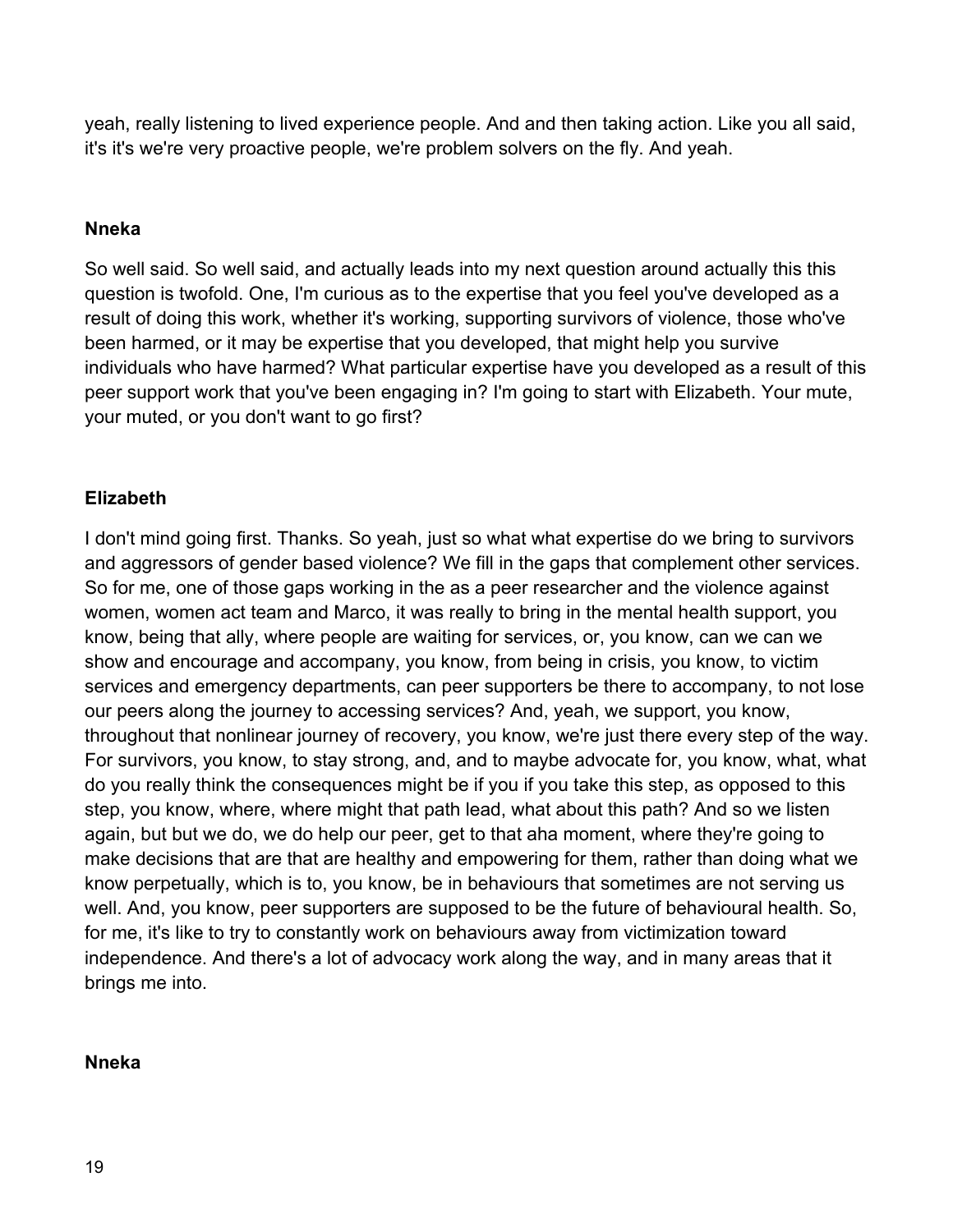yeah, really listening to lived experience people. And and then taking action. Like you all said, it's it's we're very proactive people, we're problem solvers on the fly. And yeah.

**Nneka**

So well said. So well said, and actually leads into my next question around actually this this question is twofold. One, I'm curious as to the expertise that you feel you've developed as a result of doing this work, whether it's working, supporting survivors of violence, those who've been harmed, or it may be expertise that you developed, that might help you survive individuals who have harmed? What particular expertise have you developed as a result of this peer support work that you've been engaging in? I'm going to start with Elizabeth. Your mute, your muted, or you don't want to go first?

**Elizabeth**

I don't mind going first. Thanks. So yeah, just so what what expertise do we bring to survivors and aggressors of gender based violence? We fill in the gaps that complement other services. So for me, one of those gaps working in the as a peer researcher and the violence against women, women act team and Marco, it was really to bring in the mental health support, you know, being that ally, where people are waiting for services, or, you know, can we can we show and encourage and accompany, you know, from being in crisis, you know, to victim services and emergency departments, can peer supporters be there to accompany, to not lose our peers along the journey to accessing services? And, yeah, we support, you know, throughout that nonlinear journey of recovery, you know, we're just there every step of the way. For survivors, you know, to stay strong, and, and to maybe advocate for, you know, what, what do you really think the consequences might be if you if you take this step, as opposed to this step, you know, where, where might that path lead, what about this path? And so we listen again, but but we do, we do help our peer, get to that aha moment, where they're going to make decisions that are that are healthy and empowering for them, rather than doing what we know perpetually, which is to, you know, be in behaviours that sometimes are not serving us well. And, you know, peer supporters are supposed to be the future of behavioural health. So, for me, it's like to try to constantly work on behaviours away from victimization toward independence. And there's a lot of advocacy work along the way, and in many areas that it brings me into.

**Nneka**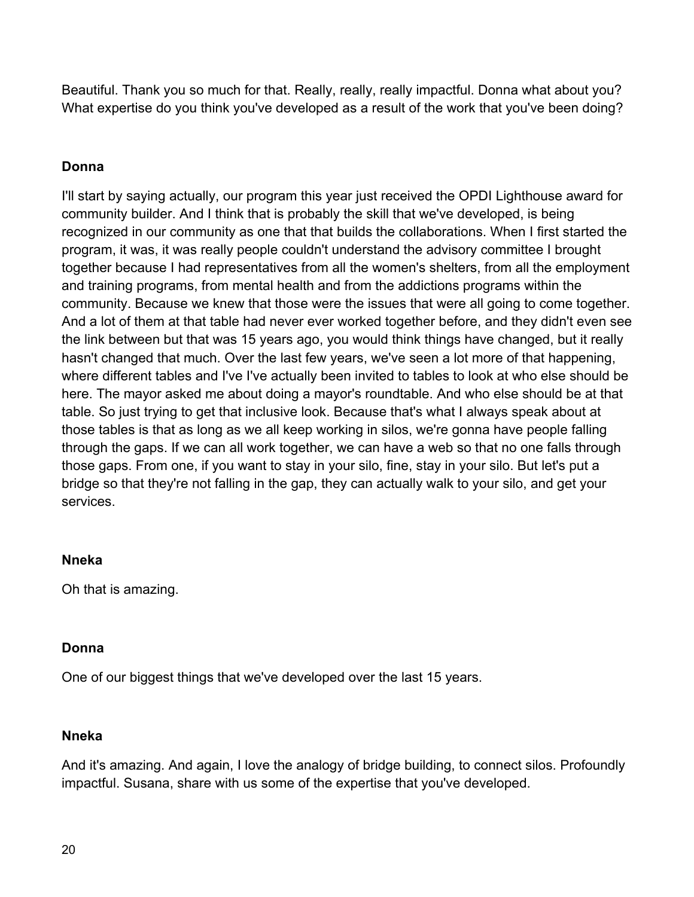Beautiful. Thank you so much for that. Really, really, really impactful. Donna what about you? What expertise do you think you've developed as a result of the work that you've been doing?

**Donna**

I'll start by saying actually, our program this year just received the OPDI Lighthouse award for community builder. And I think that is probably the skill that we've developed, is being recognized in our community as one that that builds the collaborations. When I first started the program, it was, it was really people couldn't understand the advisory committee I brought together because I had representatives from all the women's shelters, from all the employment and training programs, from mental health and from the addictions programs within the community. Because we knew that those were the issues that were all going to come together. And a lot of them at that table had never ever worked together before, and they didn't even see the link between but that was 15 years ago, you would think things have changed, but it really hasn't changed that much. Over the last few years, we've seen a lot more of that happening, where different tables and I've I've actually been invited to tables to look at who else should be here. The mayor asked me about doing a mayor's roundtable. And who else should be at that table. So just trying to get that inclusive look. Because that's what I always speak about at those tables is that as long as we all keep working in silos, we're gonna have people falling through the gaps. If we can all work together, we can have a web so that no one falls through those gaps. From one, if you want to stay in your silo, fine, stay in your silo. But let's put a bridge so that they're not falling in the gap, they can actually walk to your silo, and get your services.

**Nneka**

Oh that is amazing.

**Donna**

One of our biggest things that we've developed over the last 15 years.

**Nneka**

And it's amazing. And again, I love the analogy of bridge building, to connect silos. Profoundly impactful. Susana, share with us some of the expertise that you've developed.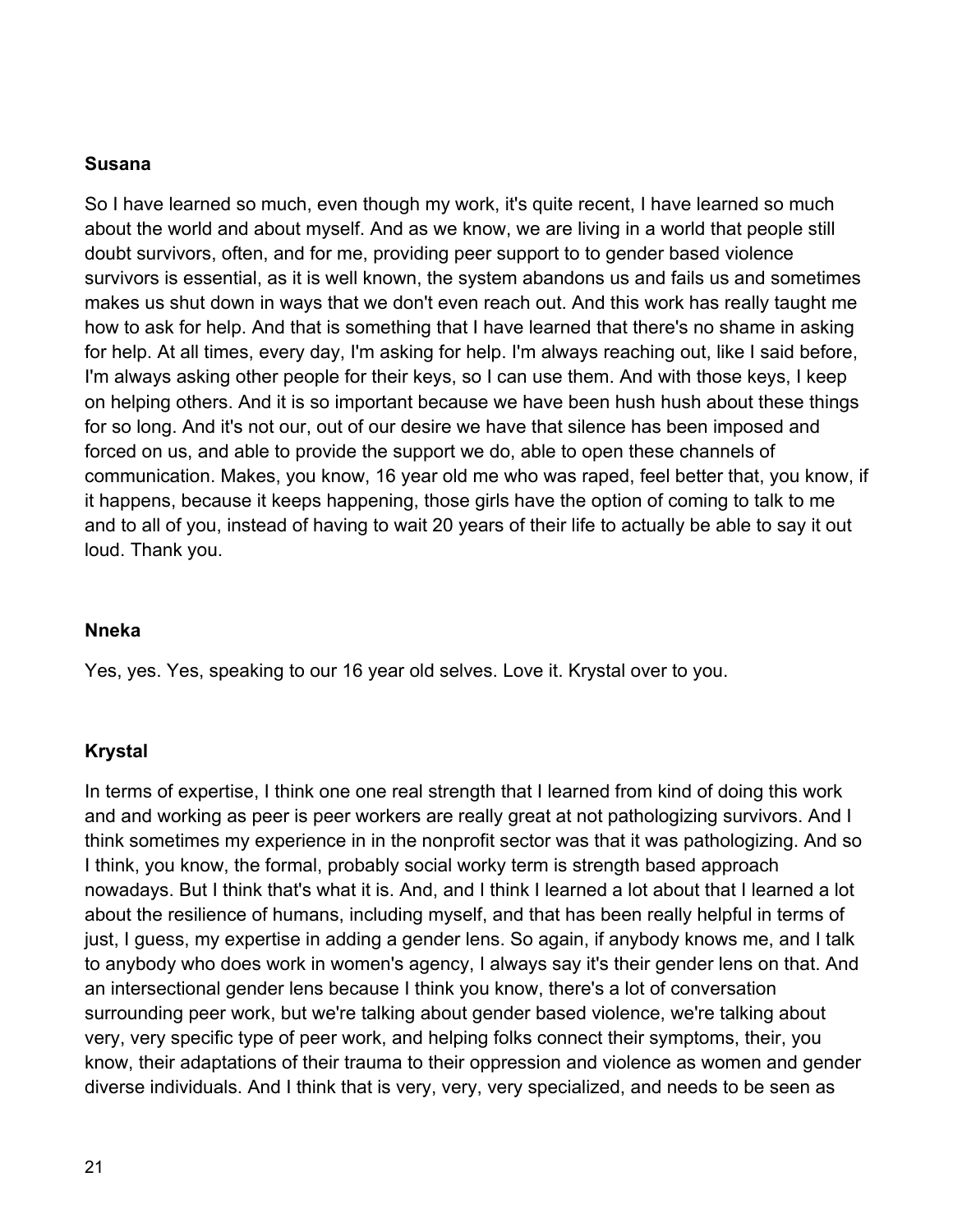**Susana**

So I have learned so much, even though my work, it's quite recent, I have learned so much about the world and about myself. And as we know, we are living in a world that people still doubt survivors, often, and for me, providing peer support to to gender based violence survivors is essential, as it is well known, the system abandons us and fails us and sometimes makes us shut down in ways that we don't even reach out. And this work has really taught me how to ask for help. And that is something that I have learned that there's no shame in asking for help. At all times, every day, I'm asking for help. I'm always reaching out, like I said before, I'm always asking other people for their keys, so I can use them. And with those keys, I keep on helping others. And it is so important because we have been hush hush about these things for so long. And it's not our, out of our desire we have that silence has been imposed and forced on us, and able to provide the support we do, able to open these channels of communication. Makes, you know, 16 year old me who was raped, feel better that, you know, if it happens, because it keeps happening, those girls have the option of coming to talk to me and to all of you, instead of having to wait 20 years of their life to actually be able to say it out loud. Thank you.

**Nneka**

Yes, yes. Yes, speaking to our 16 year old selves. Love it. Krystal over to you.

**Krystal**

In terms of expertise, I think one one real strength that I learned from kind of doing this work and and working as peer is peer workers are really great at not pathologizing survivors. And I think sometimes my experience in in the nonprofit sector was that it was pathologizing. And so I think, you know, the formal, probably social worky term is strength based approach nowadays. But I think that's what it is. And, and I think I learned a lot about that I learned a lot about the resilience of humans, including myself, and that has been really helpful in terms of just, I guess, my expertise in adding a gender lens. So again, if anybody knows me, and I talk to anybody who does work in women's agency, I always say it's their gender lens on that. And an intersectional gender lens because I think you know, there's a lot of conversation surrounding peer work, but we're talking about gender based violence, we're talking about very, very specific type of peer work, and helping folks connect their symptoms, their, you know, their adaptations of their trauma to their oppression and violence as women and gender diverse individuals. And I think that is very, very, very specialized, and needs to be seen as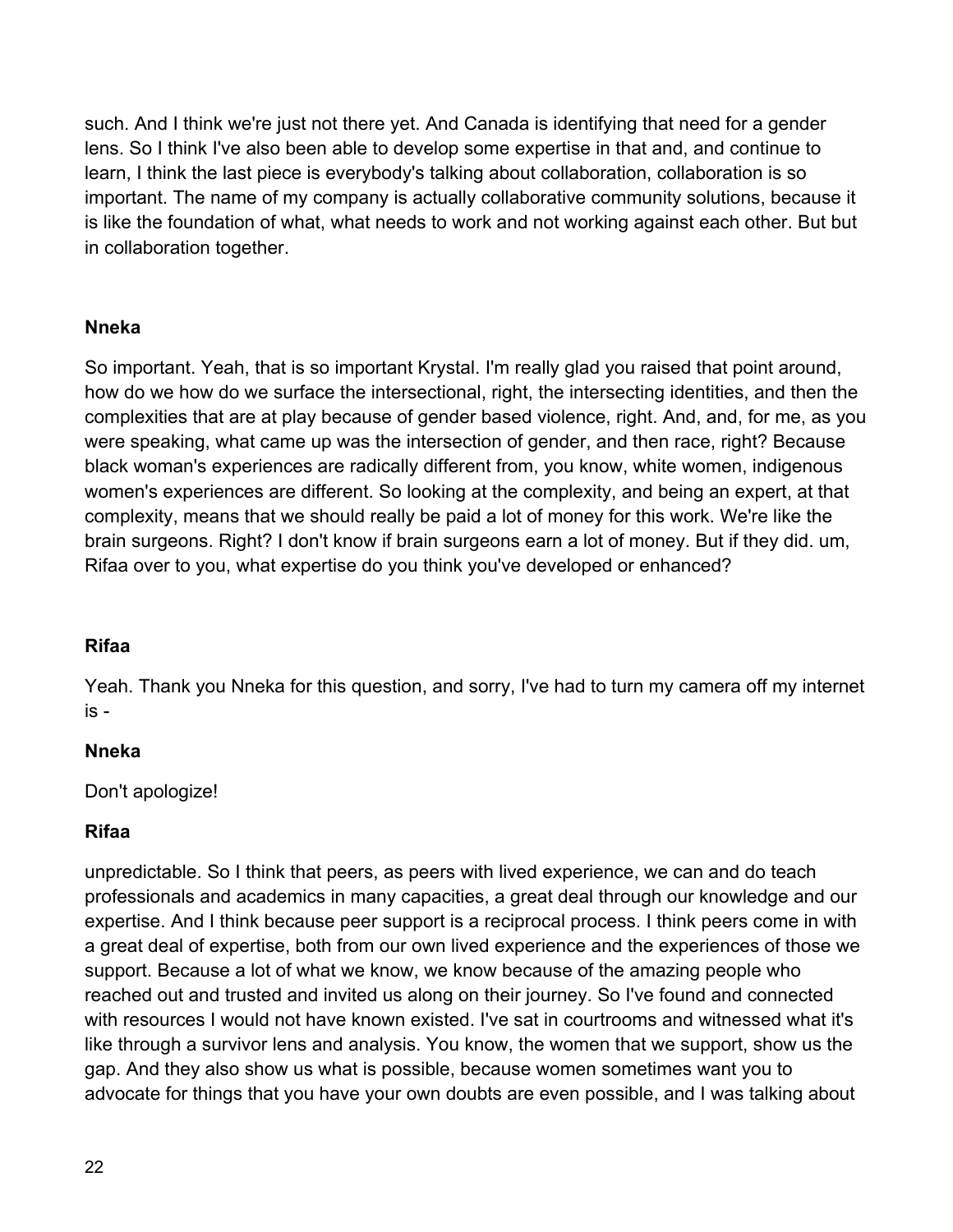such. And I think we're just not there yet. And Canada is identifying that need for a gender lens. So I think I've also been able to develop some expertise in that and, and continue to learn, I think the last piece is everybody's talking about collaboration, collaboration is so important. The name of my company is actually collaborative community solutions, because it is like the foundation of what, what needs to work and not working against each other. But but in collaboration together.

**Nneka**

So important. Yeah, that is so important Krystal. I'm really glad you raised that point around, how do we how do we surface the intersectional, right, the intersecting identities, and then the complexities that are at play because of gender based violence, right. And, and, for me, as you were speaking, what came up was the intersection of gender, and then race, right? Because black woman's experiences are radically different from, you know, white women, indigenous women's experiences are different. So looking at the complexity, and being an expert, at that complexity, means that we should really be paid a lot of money for this work. We're like the brain surgeons. Right? I don't know if brain surgeons earn a lot of money. But if they did. um, Rifaa over to you, what expertise do you think you've developed or enhanced?

**Rifaa**

Yeah. Thank you Nneka for this question, and sorry, I've had to turn my camera off my internet is -

**Nneka**

Don't apologize!

**Rifaa**

unpredictable. So I think that peers, as peers with lived experience, we can and do teach professionals and academics in many capacities, a great deal through our knowledge and our expertise. And I think because peer support is a reciprocal process. I think peers come in with a great deal of expertise, both from our own lived experience and the experiences of those we support. Because a lot of what we know, we know because of the amazing people who reached out and trusted and invited us along on their journey. So I've found and connected with resources I would not have known existed. I've sat in courtrooms and witnessed what it's like through a survivor lens and analysis. You know, the women that we support, show us the gap. And they also show us what is possible, because women sometimes want you to advocate for things that you have your own doubts are even possible, and I was talking about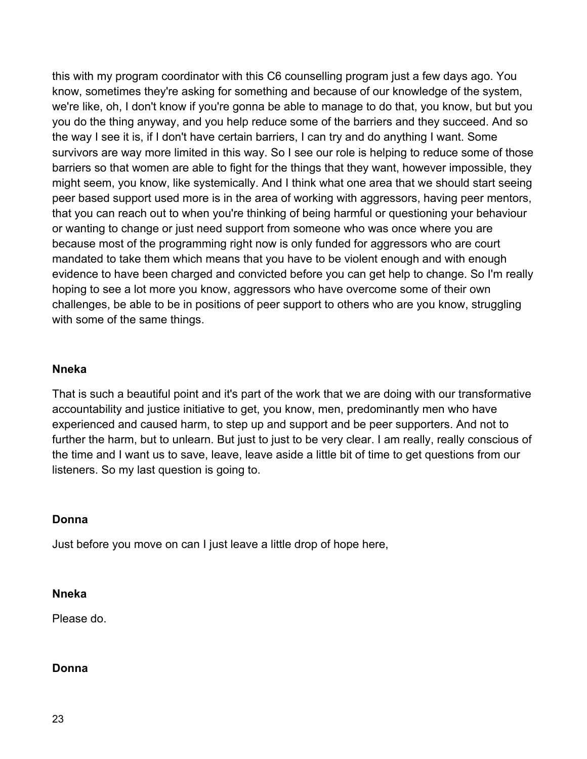this with my program coordinator with this C6 counselling program just a few days ago. You know, sometimes they're asking for something and because of our knowledge of the system, we're like, oh, I don't know if you're gonna be able to manage to do that, you know, but but you you do the thing anyway, and you help reduce some of the barriers and they succeed. And so the way I see it is, if I don't have certain barriers, I can try and do anything I want. Some survivors are way more limited in this way. So I see our role is helping to reduce some of those barriers so that women are able to fight for the things that they want, however impossible, they might seem, you know, like systemically. And I think what one area that we should start seeing peer based support used more is in the area of working with aggressors, having peer mentors, that you can reach out to when you're thinking of being harmful or questioning your behaviour or wanting to change or just need support from someone who was once where you are because most of the programming right now is only funded for aggressors who are court mandated to take them which means that you have to be violent enough and with enough evidence to have been charged and convicted before you can get help to change. So I'm really hoping to see a lot more you know, aggressors who have overcome some of their own challenges, be able to be in positions of peer support to others who are you know, struggling with some of the same things.

**Nneka**

That is such a beautiful point and it's part of the work that we are doing with our transformative accountability and justice initiative to get, you know, men, predominantly men who have experienced and caused harm, to step up and support and be peer supporters. And not to further the harm, but to unlearn. But just to just to be very clear. I am really, really conscious of the time and I want us to save, leave, leave aside a little bit of time to get questions from our listeners. So my last question is going to.

**Donna**

Just before you move on can I just leave a little drop of hope here,

**Nneka**

Please do.

**Donna**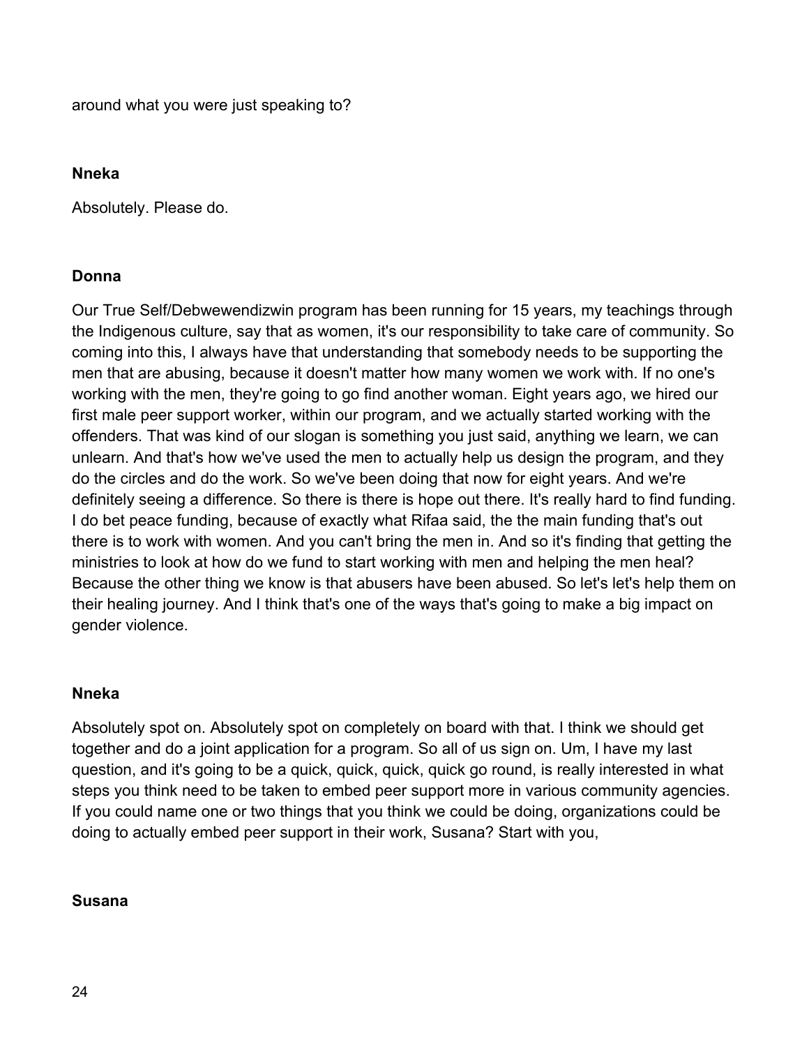around what you were just speaking to?

**Nneka**

Absolutely. Please do.

**Donna**

Our True Self/Debwewendizwin program has been running for 15 years, my teachings through the Indigenous culture, say that as women, it's our responsibility to take care of community. So coming into this, I always have that understanding that somebody needs to be supporting the men that are abusing, because it doesn't matter how many women we work with. If no one's working with the men, they're going to go find another woman. Eight years ago, we hired our first male peer support worker, within our program, and we actually started working with the offenders. That was kind of our slogan is something you just said, anything we learn, we can unlearn. And that's how we've used the men to actually help us design the program, and they do the circles and do the work. So we've been doing that now for eight years. And we're definitely seeing a difference. So there is there is hope out there. It's really hard to find funding. I do bet peace funding, because of exactly what Rifaa said, the the main funding that's out there is to work with women. And you can't bring the men in. And so it's finding that getting the ministries to look at how do we fund to start working with men and helping the men heal? Because the other thing we know is that abusers have been abused. So let's let's help them on their healing journey. And I think that's one of the ways that's going to make a big impact on gender violence.

**Nneka**

Absolutely spot on. Absolutely spot on completely on board with that. I think we should get together and do a joint application for a program. So all of us sign on. Um, I have my last question, and it's going to be a quick, quick, quick, quick go round, is really interested in what steps you think need to be taken to embed peer support more in various community agencies. If you could name one or two things that you think we could be doing, organizations could be doing to actually embed peer support in their work, Susana? Start with you,

**Susana**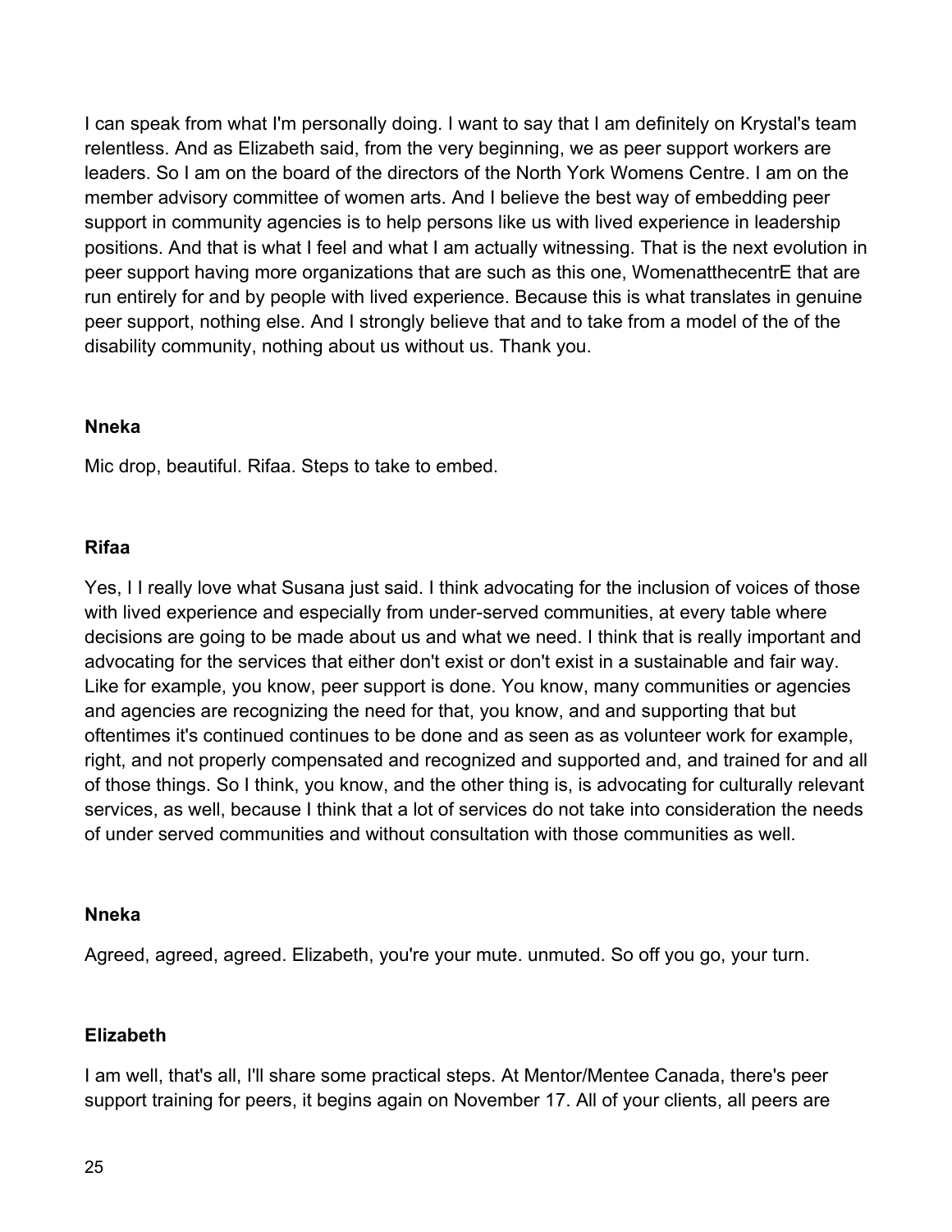I can speak from what I'm personally doing. I want to say that I am definitely on Krystal's team relentless. And as Elizabeth said, from the very beginning, we as peer support workers are leaders. So I am on the board of the directors of the North York Womens Centre. I am on the member advisory committee of women arts. And I believe the best way of embedding peer support in community agencies is to help persons like us with lived experience in leadership positions. And that is what I feel and what I am actually witnessing. That is the next evolution in peer support having more organizations that are such as this one, WomenatthecentrE that are run entirely for and by people with lived experience. Because this is what translates in genuine peer support, nothing else. And I strongly believe that and to take from a model of the of the disability community, nothing about us without us. Thank you.

**Nneka**

Mic drop, beautiful. Rifaa. Steps to take to embed.

**Rifaa**

Yes, I I really love what Susana just said. I think advocating for the inclusion of voices of those with lived experience and especially from under-served communities, at every table where decisions are going to be made about us and what we need. I think that is really important and advocating for the services that either don't exist or don't exist in a sustainable and fair way. Like for example, you know, peer support is done. You know, many communities or agencies and agencies are recognizing the need for that, you know, and and supporting that but oftentimes it's continued continues to be done and as seen as as volunteer work for example, right, and not properly compensated and recognized and supported and, and trained for and all of those things. So I think, you know, and the other thing is, is advocating for culturally relevant services, as well, because I think that a lot of services do not take into consideration the needs of under served communities and without consultation with those communities as well.

**Nneka**

Agreed, agreed, agreed. Elizabeth, you're your mute. unmuted. So off you go, your turn.

**Elizabeth**

I am well, that's all, I'll share some practical steps. At Mentor/Mentee Canada, there's peer support training for peers, it begins again on November 17. All of your clients, all peers are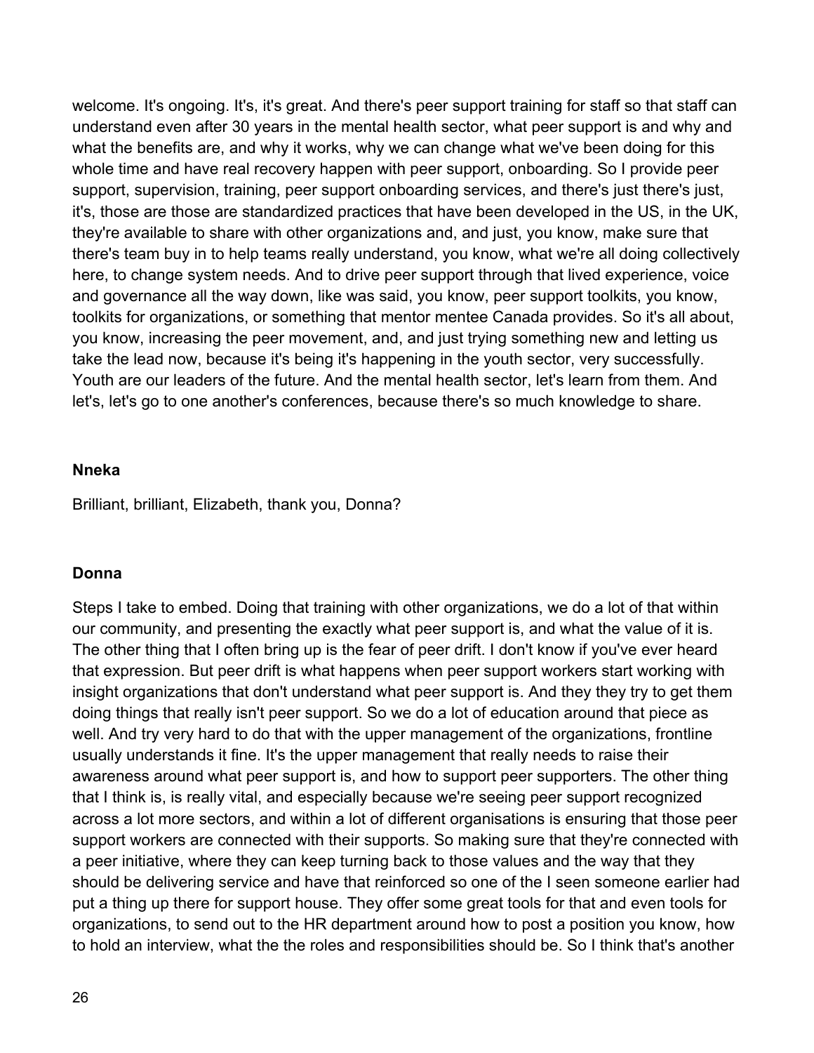welcome. It's ongoing. It's, it's great. And there's peer support training for staff so that staff can understand even after 30 years in the mental health sector, what peer support is and why and what the benefits are, and why it works, why we can change what we've been doing for this whole time and have real recovery happen with peer support, onboarding. So I provide peer support, supervision, training, peer support onboarding services, and there's just there's just, it's, those are those are standardized practices that have been developed in the US, in the UK, they're available to share with other organizations and, and just, you know, make sure that there's team buy in to help teams really understand, you know, what we're all doing collectively here, to change system needs. And to drive peer support through that lived experience, voice and governance all the way down, like was said, you know, peer support toolkits, you know, toolkits for organizations, or something that mentor mentee Canada provides. So it's all about, you know, increasing the peer movement, and, and just trying something new and letting us take the lead now, because it's being it's happening in the youth sector, very successfully. Youth are our leaders of the future. And the mental health sector, let's learn from them. And let's, let's go to one another's conferences, because there's so much knowledge to share.

**Nneka**

Brilliant, brilliant, Elizabeth, thank you, Donna?

**Donna**

Steps I take to embed. Doing that training with other organizations, we do a lot of that within our community, and presenting the exactly what peer support is, and what the value of it is. The other thing that I often bring up is the fear of peer drift. I don't know if you've ever heard that expression. But peer drift is what happens when peer support workers start working with insight organizations that don't understand what peer support is. And they they try to get them doing things that really isn't peer support. So we do a lot of education around that piece as well. And try very hard to do that with the upper management of the organizations, frontline usually understands it fine. It's the upper management that really needs to raise their awareness around what peer support is, and how to support peer supporters. The other thing that I think is, is really vital, and especially because we're seeing peer support recognized across a lot more sectors, and within a lot of different organisations is ensuring that those peer support workers are connected with their supports. So making sure that they're connected with a peer initiative, where they can keep turning back to those values and the way that they should be delivering service and have that reinforced so one of the I seen someone earlier had put a thing up there for support house. They offer some great tools for that and even tools for organizations, to send out to the HR department around how to post a position you know, how to hold an interview, what the the roles and responsibilities should be. So I think that's another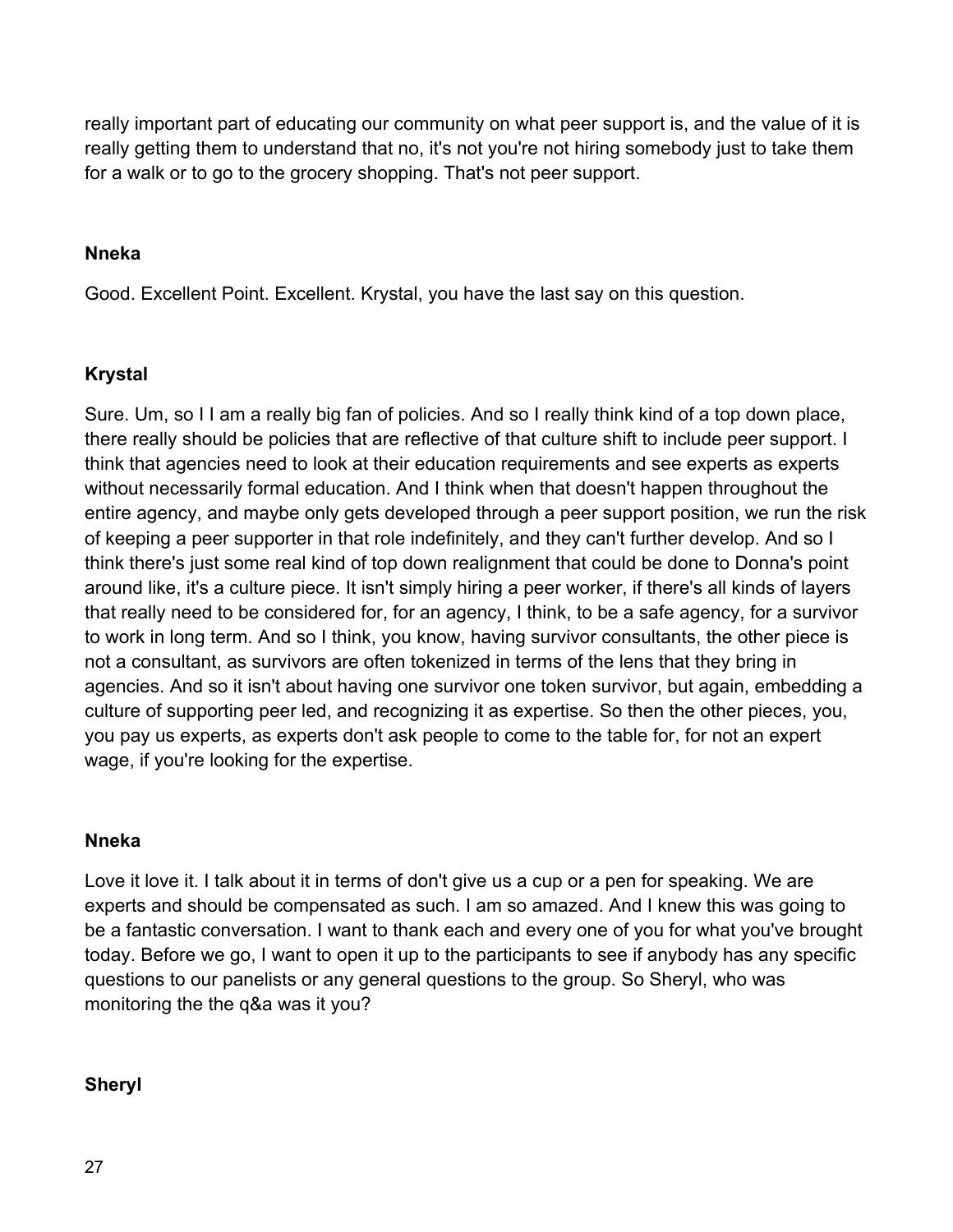really important part of educating our community on what peer support is, and the value of it is really getting them to understand that no, it's not you're not hiring somebody just to take them for a walk or to go to the grocery shopping. That's not peer support.

**Nneka**

Good. Excellent Point. Excellent. Krystal, you have the last say on this question.

**Krystal**

Sure. Um, so I I am a really big fan of policies. And so I really think kind of a top down place, there really should be policies that are reflective of that culture shift to include peer support. I think that agencies need to look at their education requirements and see experts as experts without necessarily formal education. And I think when that doesn't happen throughout the entire agency, and maybe only gets developed through a peer support position, we run the risk of keeping a peer supporter in that role indefinitely, and they can't further develop. And so I think there's just some real kind of top down realignment that could be done to Donna's point around like, it's a culture piece. It isn't simply hiring a peer worker, if there's all kinds of layers that really need to be considered for, for an agency, I think, to be a safe agency, for a survivor to work in long term. And so I think, you know, having survivor consultants, the other piece is not a consultant, as survivors are often tokenized in terms of the lens that they bring in agencies. And so it isn't about having one survivor one token survivor, but again, embedding a culture of supporting peer led, and recognizing it as expertise. So then the other pieces, you, you pay us experts, as experts don't ask people to come to the table for, for not an expert wage, if you're looking for the expertise.

**Nneka**

Love it love it. I talk about it in terms of don't give us a cup or a pen for speaking. We are experts and should be compensated as such. I am so amazed. And I knew this was going to be a fantastic conversation. I want to thank each and every one of you for what you've brought today. Before we go, I want to open it up to the participants to see if anybody has any specific questions to our panelists or any general questions to the group. So Sheryl, who was monitoring the the q&a was it you?

**Sheryl**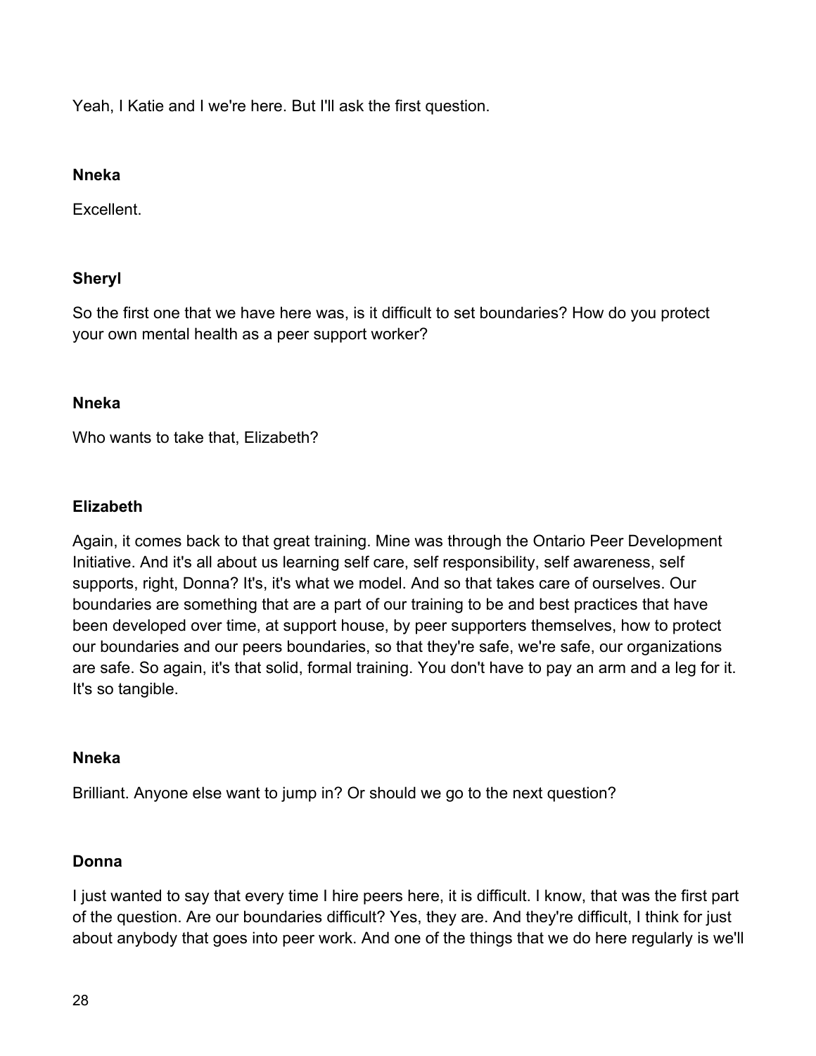Yeah, I Katie and I we're here. But I'll ask the first question.

**Nneka**

Excellent.

**Sheryl**

So the first one that we have here was, is it difficult to set boundaries? How do you protect your own mental health as a peer support worker?

**Nneka**

Who wants to take that, Elizabeth?

**Elizabeth**

Again, it comes back to that great training. Mine was through the Ontario Peer Development Initiative. And it's all about us learning self care, self responsibility, self awareness, self supports, right, Donna? It's, it's what we model. And so that takes care of ourselves. Our boundaries are something that are a part of our training to be and best practices that have been developed over time, at support house, by peer supporters themselves, how to protect our boundaries and our peers boundaries, so that they're safe, we're safe, our organizations are safe. So again, it's that solid, formal training. You don't have to pay an arm and a leg for it. It's so tangible.

**Nneka**

Brilliant. Anyone else want to jump in? Or should we go to the next question?

**Donna**

I just wanted to say that every time I hire peers here, it is difficult. I know, that was the first part of the question. Are our boundaries difficult? Yes, they are. And they're difficult, I think for just about anybody that goes into peer work. And one of the things that we do here regularly is we'll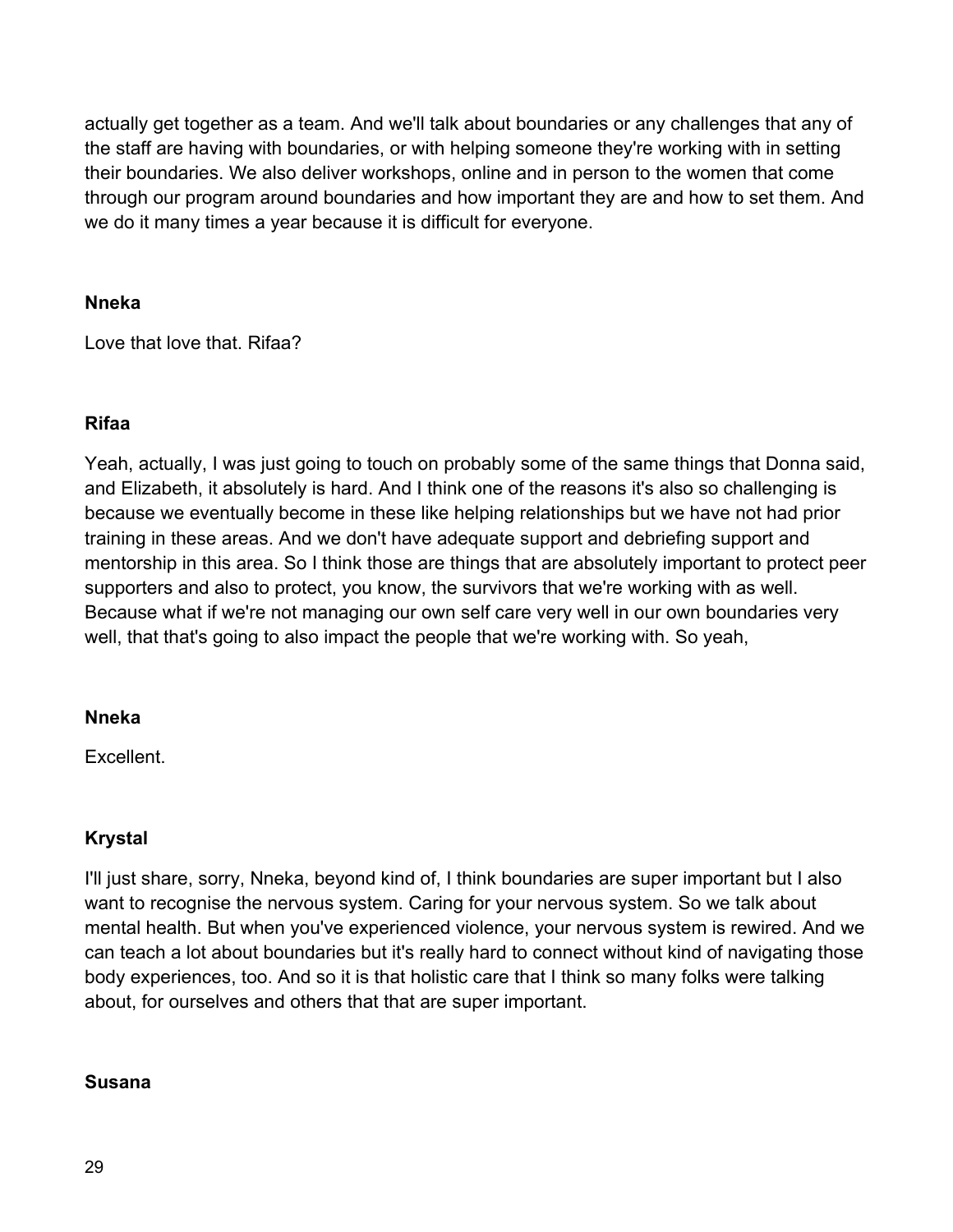actually get together as a team. And we'll talk about boundaries or any challenges that any of the staff are having with boundaries, or with helping someone they're working with in setting their boundaries. We also deliver workshops, online and in person to the women that come through our program around boundaries and how important they are and how to set them. And we do it many times a year because it is difficult for everyone.

**Nneka**

Love that love that. Rifaa?

**Rifaa**

Yeah, actually, I was just going to touch on probably some of the same things that Donna said, and Elizabeth, it absolutely is hard. And I think one of the reasons it's also so challenging is because we eventually become in these like helping relationships but we have not had prior training in these areas. And we don't have adequate support and debriefing support and mentorship in this area. So I think those are things that are absolutely important to protect peer supporters and also to protect, you know, the survivors that we're working with as well. Because what if we're not managing our own self care very well in our own boundaries very well, that that's going to also impact the people that we're working with. So yeah,

**Nneka**

Excellent.

**Krystal**

I'll just share, sorry, Nneka, beyond kind of, I think boundaries are super important but I also want to recognise the nervous system. Caring for your nervous system. So we talk about mental health. But when you've experienced violence, your nervous system is rewired. And we can teach a lot about boundaries but it's really hard to connect without kind of navigating those body experiences, too. And so it is that holistic care that I think so many folks were talking about, for ourselves and others that that are super important.

**Susana**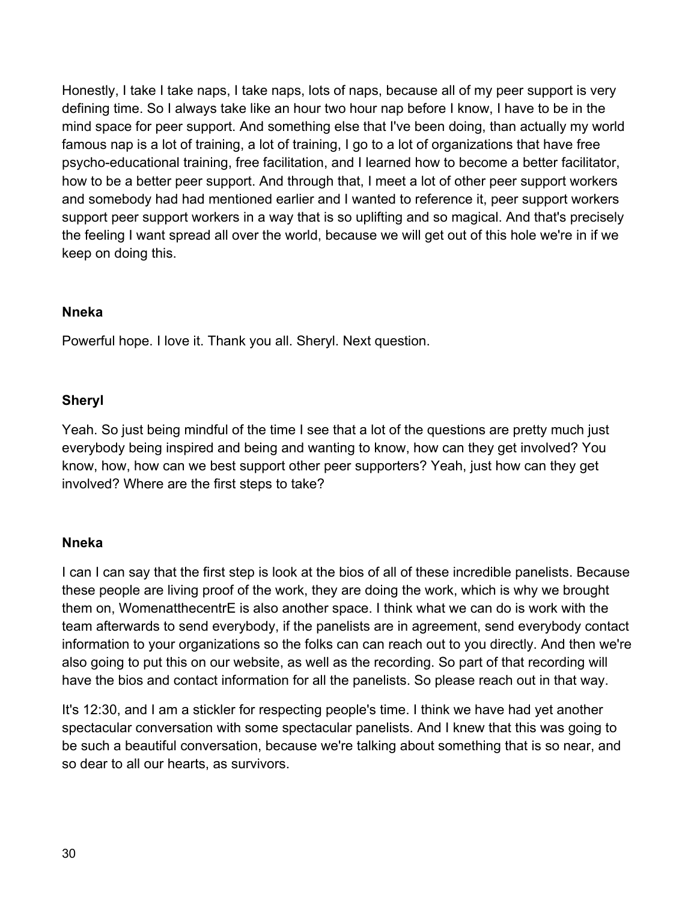Honestly, I take I take naps, I take naps, lots of naps, because all of my peer support is very defining time. So I always take like an hour two hour nap before I know, I have to be in the mind space for peer support. And something else that I've been doing, than actually my world famous nap is a lot of training, a lot of training, I go to a lot of organizations that have free psycho-educational training, free facilitation, and I learned how to become a better facilitator, how to be a better peer support. And through that, I meet a lot of other peer support workers and somebody had had mentioned earlier and I wanted to reference it, peer support workers support peer support workers in a way that is so uplifting and so magical. And that's precisely the feeling I want spread all over the world, because we will get out of this hole we're in if we keep on doing this.

**Nneka**

Powerful hope. I love it. Thank you all. Sheryl. Next question.

**Sheryl**

Yeah. So just being mindful of the time I see that a lot of the questions are pretty much just everybody being inspired and being and wanting to know, how can they get involved? You know, how, how can we best support other peer supporters? Yeah, just how can they get involved? Where are the first steps to take?

**Nneka**

I can I can say that the first step is look at the bios of all of these incredible panelists. Because these people are living proof of the work, they are doing the work, which is why we brought them on, WomenatthecentrE is also another space. I think what we can do is work with the team afterwards to send everybody, if the panelists are in agreement, send everybody contact information to your organizations so the folks can can reach out to you directly. And then we're also going to put this on our website, as well as the recording. So part of that recording will have the bios and contact information for all the panelists. So please reach out in that way.

It's 12:30, and I am a stickler for respecting people's time. I think we have had yet another spectacular conversation with some spectacular panelists. And I knew that this was going to be such a beautiful conversation, because we're talking about something that is so near, and so dear to all our hearts, as survivors.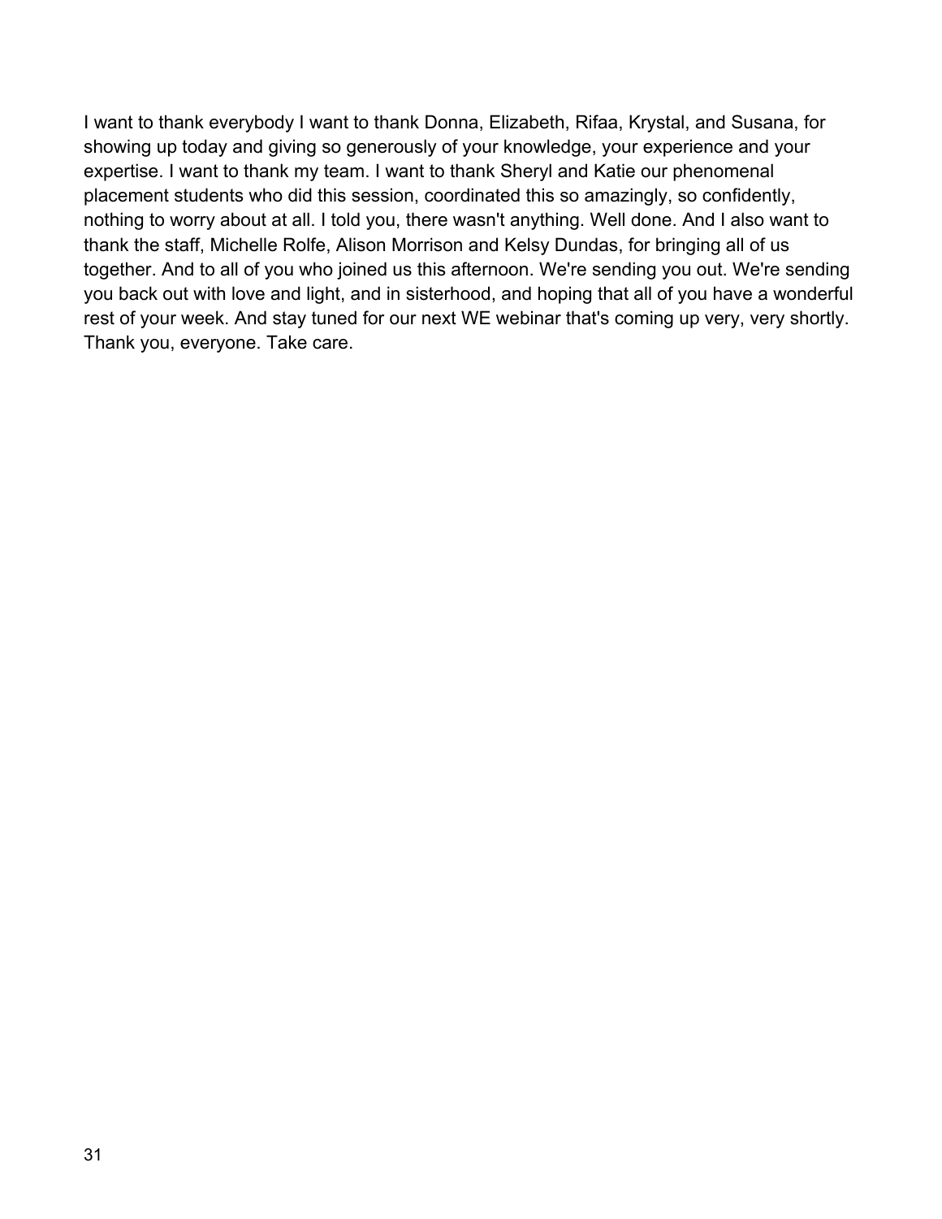I want to thank everybody I want to thank Donna, Elizabeth, Rifaa, Krystal, and Susana, for showing up today and giving so generously of your knowledge, your experience and your expertise. I want to thank my team. I want to thank Sheryl and Katie our phenomenal placement students who did this session, coordinated this so amazingly, so confidently, nothing to worry about at all. I told you, there wasn't anything. Well done. And I also want to thank the staff, Michelle Rolfe, Alison Morrison and Kelsy Dundas, for bringing all of us together. And to all of you who joined us this afternoon. We're sending you out. We're sending you back out with love and light, and in sisterhood, and hoping that all of you have a wonderful rest of your week. And stay tuned for our next WE webinar that's coming up very, very shortly. Thank you, everyone. Take care.